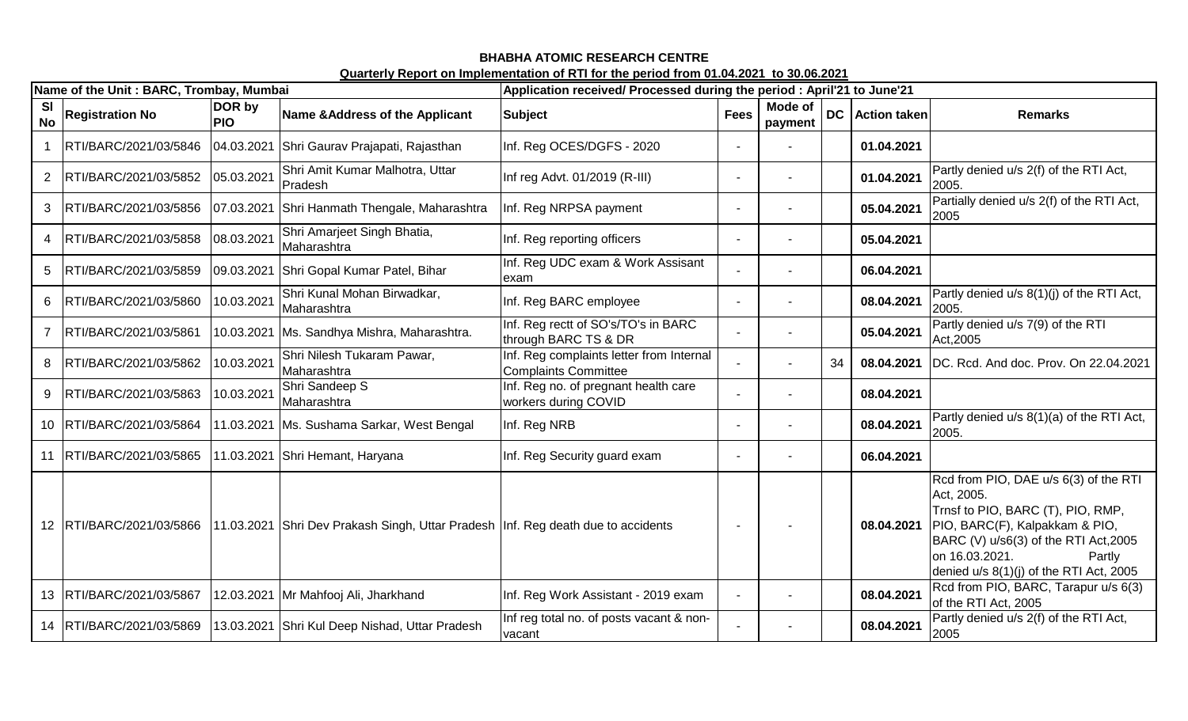**BHABHA ATOMIC RESEARCH CENTRE**

**Quarterly Report on Implementation of RTI for the period from 01.04.2021 to 30.06.2021**

| Name of the Unit : BARC, Trombay, Mumbai | | | | Application received/ Processed during the period : April'21 to June'21 | | | | | |
|---|---|---|---|---|---|---|---|---|---|
| Sl No | Registration No | DOR by PIO | Name &Address of the Applicant | Subject | Fees | Mode of payment | DC | Action taken | Remarks |
| 1 | RTI/BARC/2021/03/5846 | 04.03.2021 | Shri Gaurav Prajapati, Rajasthan | Inf. Reg OCES/DGFS - 2020 | - | - | | **01.04.2021** | |
| 2 | RTI/BARC/2021/03/5852 | 05.03.2021 | Shri Amit Kumar Malhotra, Uttar Pradesh | Inf reg Advt. 01/2019 (R-III) | - | - | | **01.04.2021** | Partly denied u/s 2(f) of the RTI Act, 2005. |
| 3 | RTI/BARC/2021/03/5856 | 07.03.2021 | Shri Hanmath Thengale, Maharashtra | Inf. Reg NRPSA payment | - | - | | **05.04.2021** | Partially denied u/s 2(f) of the RTI Act, 2005 |
| 4 | RTI/BARC/2021/03/5858 | 08.03.2021 | Shri Amarjeet Singh Bhatia, Maharashtra | Inf. Reg reporting officers | - | - | | **05.04.2021** | |
| 5 | RTI/BARC/2021/03/5859 | 09.03.2021 | Shri Gopal Kumar Patel, Bihar | Inf. Reg UDC exam & Work Assisant exam | - | - | | **06.04.2021** | |
| 6 | RTI/BARC/2021/03/5860 | 10.03.2021 | Shri Kunal Mohan Birwadkar, Maharashtra | Inf. Reg BARC employee | - | - | | **08.04.2021** | Partly denied u/s 8(1)(j) of the RTI Act, 2005. |
| 7 | RTI/BARC/2021/03/5861 | 10.03.2021 | Ms. Sandhya Mishra, Maharashtra. | Inf. Reg rectt of SO's/TO's in BARC through BARC TS & DR | - | - | | **05.04.2021** | Partly denied u/s 7(9) of the RTI Act,2005 |
| 8 | RTI/BARC/2021/03/5862 | 10.03.2021 | Shri Nilesh Tukaram Pawar, Maharashtra | Inf. Reg complaints letter from Internal Complaints Committee | - | - | 34 | **08.04.2021** | DC. Rcd. And doc. Prov. On 22.04.2021 |
| 9 | RTI/BARC/2021/03/5863 | 10.03.2021 | Shri Sandeep S Maharashtra | Inf. Reg no. of pregnant health care workers during COVID | - | - | | **08.04.2021** | |
| 10 | RTI/BARC/2021/03/5864 | 11.03.2021 | Ms. Sushama Sarkar, West Bengal | Inf. Reg NRB | - | - | | **08.04.2021** | Partly denied u/s 8(1)(a) of the RTI Act, 2005. |
| 11 | RTI/BARC/2021/03/5865 | 11.03.2021 | Shri Hemant, Haryana | Inf. Reg Security guard exam | - | - | | **06.04.2021** | |
| 12 | RTI/BARC/2021/03/5866 | 11.03.2021 | Shri Dev Prakash Singh, Uttar Pradesh | Inf. Reg death due to accidents | - | - | | **08.04.2021** | Rcd from PIO, DAE u/s 6(3) of the RTI Act, 2005. Trnsf to PIO, BARC (T), PIO, RMP, PIO, BARC(F), Kalpakkam & PIO, BARC (V) u/s6(3) of the RTI Act,2005 on 16.03.2021. Partly denied u/s 8(1)(j) of the RTI Act, 2005 |
| 13 | RTI/BARC/2021/03/5867 | 12.03.2021 | Mr Mahfooj Ali, Jharkhand | Inf. Reg Work Assistant - 2019 exam | - | - | | **08.04.2021** | Rcd from PIO, BARC, Tarapur u/s 6(3) of the RTI Act, 2005 |
| 14 | RTI/BARC/2021/03/5869 | 13.03.2021 | Shri Kul Deep Nishad, Uttar Pradesh | Inf reg total no. of posts vacant & non-vacant | - | - | | **08.04.2021** | Partly denied u/s 2(f) of the RTI Act, 2005 |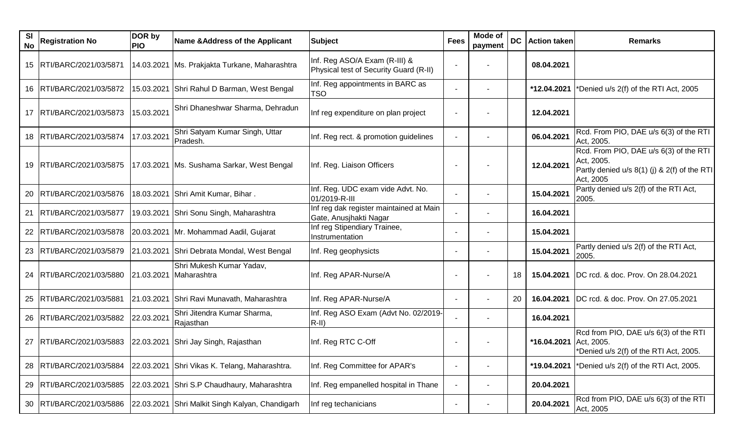| Sl No | Registration No | DOR by PIO | Name &Address of the Applicant | Subject | Fees | Mode of payment | DC | Action taken | Remarks |
|---|---|---|---|---|---|---|---|---|---|
| 15 | RTI/BARC/2021/03/5871 | 14.03.2021 | Ms. Prakjakta Turkane, Maharashtra | Inf. Reg ASO/A Exam (R-III) & Physical test of Security Guard (R-II) | - | - | | **08.04.2021** | |
| 16 | RTI/BARC/2021/03/5872 | 15.03.2021 | Shri Rahul D Barman, West Bengal | Inf. Reg appointments in BARC as TSO | - | - | | **\*12.04.2021** | \*Denied u/s 2(f) of the RTI Act, 2005 |
| 17 | RTI/BARC/2021/03/5873 | 15.03.2021 | Shri Dhaneshwar Sharma, Dehradun | Inf reg expenditure on plan project | - | - | | **12.04.2021** | |
| 18 | RTI/BARC/2021/03/5874 | 17.03.2021 | Shri Satyam Kumar Singh, Uttar Pradesh. | Inf. Reg rect. & promotion guidelines | - | - | | **06.04.2021** | Rcd. From PIO, DAE u/s 6(3) of the RTI Act, 2005. |
| 19 | RTI/BARC/2021/03/5875 | 17.03.2021 | Ms. Sushama Sarkar, West Bengal | Inf. Reg. Liaison Officers | - | - | | **12.04.2021** | Rcd. From PIO, DAE u/s 6(3) of the RTI Act, 2005. Partly denied u/s 8(1) (j) & 2(f) of the RTI Act, 2005 |
| 20 | RTI/BARC/2021/03/5876 | 18.03.2021 | Shri Amit Kumar, Bihar . | Inf. Reg. UDC exam vide Advt. No. 01/2019-R-III | - | - | | **15.04.2021** | Partly denied u/s 2(f) of the RTI Act, 2005. |
| 21 | RTI/BARC/2021/03/5877 | 19.03.2021 | Shri Sonu Singh, Maharashtra | Inf reg dak register maintained at Main Gate, Anusjhakti Nagar | - | - | | **16.04.2021** | |
| 22 | RTI/BARC/2021/03/5878 | 20.03.2021 | Mr. Mohammad Aadil, Gujarat | Inf reg Stipendiary Trainee, Instrumentation | - | - | | **15.04.2021** | |
| 23 | RTI/BARC/2021/03/5879 | 21.03.2021 | Shri Debrata Mondal, West Bengal | Inf. Reg geophyscists | - | - | | **15.04.2021** | Partly denied u/s 2(f) of the RTI Act, 2005. |
| 24 | RTI/BARC/2021/03/5880 | 21.03.2021 | Shri Mukesh Kumar Yadav, Maharashtra | Inf. Reg APAR-Nurse/A | - | - | 18 | **15.04.2021** | DC rcd. & doc. Prov. On 28.04.2021 |
| 25 | RTI/BARC/2021/03/5881 | 21.03.2021 | Shri Ravi Munavath, Maharashtra | Inf. Reg APAR-Nurse/A | - | - | 20 | **16.04.2021** | DC rcd. & doc. Prov. On 27.05.2021 |
| 26 | RTI/BARC/2021/03/5882 | 22.03.2021 | Shri Jitendra Kumar Sharma, Rajasthan | Inf. Reg ASO Exam (Advt No. 02/2019-R-II) | - | - | | **16.04.2021** | |
| 27 | RTI/BARC/2021/03/5883 | 22.03.2021 | Shri Jay Singh, Rajasthan | Inf. Reg RTC C-Off | - | - | | **\*16.04.2021** | Rcd from PIO, DAE u/s 6(3) of the RTI Act, 2005. \*Denied u/s 2(f) of the RTI Act, 2005. |
| 28 | RTI/BARC/2021/03/5884 | 22.03.2021 | Shri Vikas K. Telang, Maharashtra. | Inf. Reg Committee for APAR's | - | - | | **\*19.04.2021** | \*Denied u/s 2(f) of the RTI Act, 2005. |
| 29 | RTI/BARC/2021/03/5885 | 22.03.2021 | Shri S.P Chaudhaury, Maharashtra | Inf. Reg empanelled hospital in Thane | - | - | | **20.04.2021** | |
| 30 | RTI/BARC/2021/03/5886 | 22.03.2021 | Shri Malkit Singh Kalyan, Chandigarh | Inf reg techanicians | - | - | | **20.04.2021** | Rcd from PIO, DAE u/s 6(3) of the RTI Act, 2005 |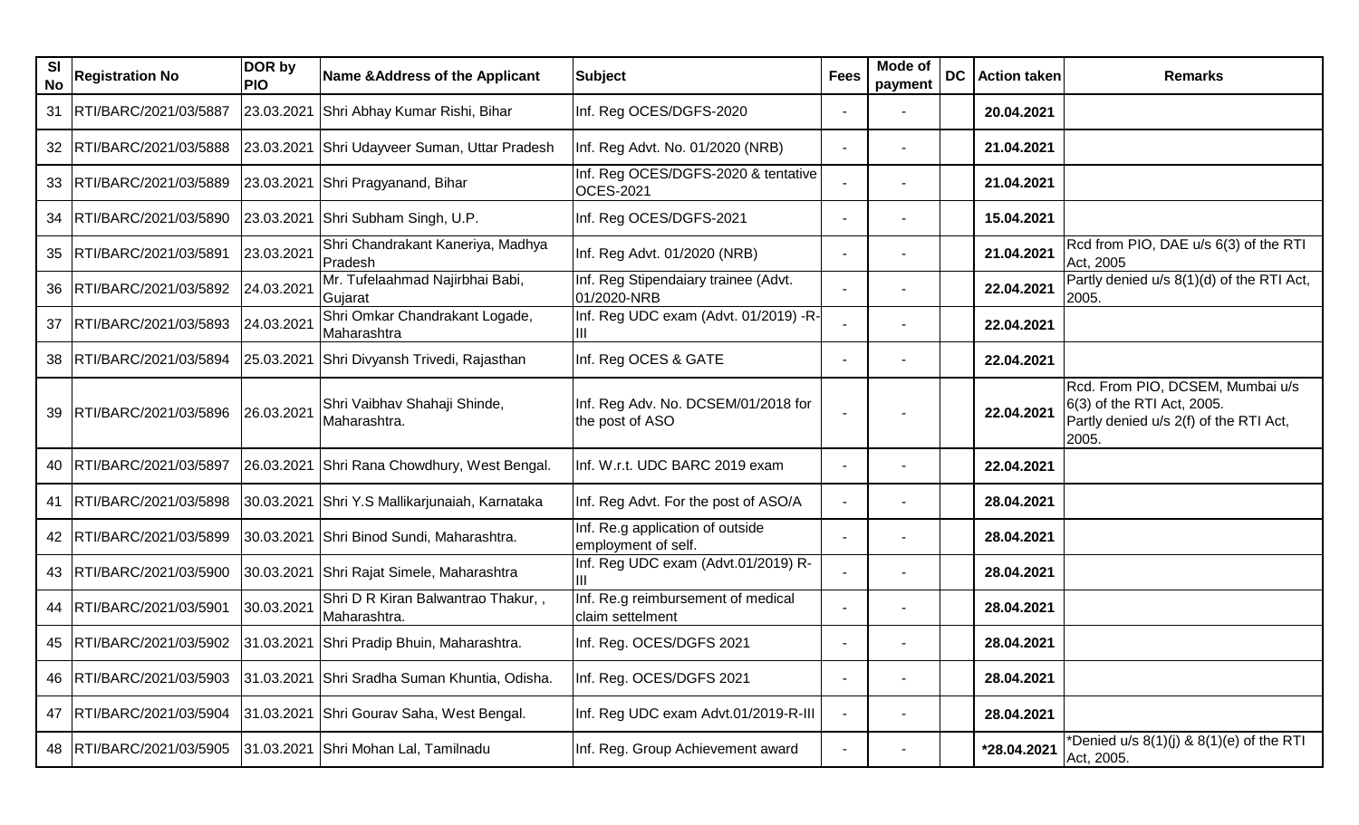| Sl No | Registration No | DOR by PIO | Name &Address of the Applicant | Subject | Fees | Mode of payment | DC | Action taken | Remarks |
|---|---|---|---|---|---|---|---|---|---|
| 31 | RTI/BARC/2021/03/5887 | 23.03.2021 | Shri Abhay Kumar Rishi, Bihar | Inf. Reg OCES/DGFS-2020 | - | - | | **20.04.2021** | |
| 32 | RTI/BARC/2021/03/5888 | 23.03.2021 | Shri Udayveer Suman, Uttar Pradesh | Inf. Reg Advt. No. 01/2020 (NRB) | - | - | | **21.04.2021** | |
| 33 | RTI/BARC/2021/03/5889 | 23.03.2021 | Shri Pragyanand, Bihar | Inf. Reg OCES/DGFS-2020 & tentative OCES-2021 | - | - | | **21.04.2021** | |
| 34 | RTI/BARC/2021/03/5890 | 23.03.2021 | Shri Subham Singh, U.P. | Inf. Reg OCES/DGFS-2021 | - | - | | **15.04.2021** | |
| 35 | RTI/BARC/2021/03/5891 | 23.03.2021 | Shri Chandrakant Kaneriya, Madhya Pradesh | Inf. Reg Advt. 01/2020 (NRB) | - | - | | **21.04.2021** | Rcd from PIO, DAE u/s 6(3) of the RTI Act, 2005 |
| 36 | RTI/BARC/2021/03/5892 | 24.03.2021 | Mr. Tufelaahmad Najirbhai Babi, Gujarat | Inf. Reg Stipendaiary trainee (Advt. 01/2020-NRB | - | - | | **22.04.2021** | Partly denied u/s 8(1)(d) of the RTI Act, 2005. |
| 37 | RTI/BARC/2021/03/5893 | 24.03.2021 | Shri Omkar Chandrakant Logade, Maharashtra | Inf. Reg UDC exam (Advt. 01/2019) -R-III | - | - | | **22.04.2021** | |
| 38 | RTI/BARC/2021/03/5894 | 25.03.2021 | Shri Divyansh Trivedi, Rajasthan | Inf. Reg OCES & GATE | - | - | | **22.04.2021** | |
| 39 | RTI/BARC/2021/03/5896 | 26.03.2021 | Shri Vaibhav Shahaji Shinde, Maharashtra. | Inf. Reg Adv. No. DCSEM/01/2018 for the post of ASO | - | - | | **22.04.2021** | Rcd. From PIO, DCSEM, Mumbai u/s 6(3) of the RTI Act, 2005. Partly denied u/s 2(f) of the RTI Act, 2005. |
| 40 | RTI/BARC/2021/03/5897 | 26.03.2021 | Shri Rana Chowdhury, West Bengal. | Inf. W.r.t. UDC BARC 2019 exam | - | - | | **22.04.2021** | |
| 41 | RTI/BARC/2021/03/5898 | 30.03.2021 | Shri Y.S Mallikarjunaiah, Karnataka | Inf. Reg Advt. For the post of ASO/A | - | - | | **28.04.2021** | |
| 42 | RTI/BARC/2021/03/5899 | 30.03.2021 | Shri Binod Sundi, Maharashtra. | Inf. Re.g application of outside employment of self. | - | - | | **28.04.2021** | |
| 43 | RTI/BARC/2021/03/5900 | 30.03.2021 | Shri Rajat Simele, Maharashtra | Inf. Reg UDC exam (Advt.01/2019) R-III | - | - | | **28.04.2021** | |
| 44 | RTI/BARC/2021/03/5901 | 30.03.2021 | Shri D R Kiran Balwantrao Thakur, , Maharashtra. | Inf. Re.g reimbursement of medical claim settelment | - | - | | **28.04.2021** | |
| 45 | RTI/BARC/2021/03/5902 | 31.03.2021 | Shri Pradip Bhuin, Maharashtra. | Inf. Reg. OCES/DGFS 2021 | - | - | | **28.04.2021** | |
| 46 | RTI/BARC/2021/03/5903 | 31.03.2021 | Shri Sradha Suman Khuntia, Odisha. | Inf. Reg. OCES/DGFS 2021 | - | - | | **28.04.2021** | |
| 47 | RTI/BARC/2021/03/5904 | 31.03.2021 | Shri Gourav Saha, West Bengal. | Inf. Reg UDC exam Advt.01/2019-R-III | - | - | | **28.04.2021** | |
| 48 | RTI/BARC/2021/03/5905 | 31.03.2021 | Shri Mohan Lal, Tamilnadu | Inf. Reg. Group Achievement award | - | - | | ***28.04.2021** | *Denied u/s 8(1)(j) & 8(1)(e) of the RTI Act, 2005. |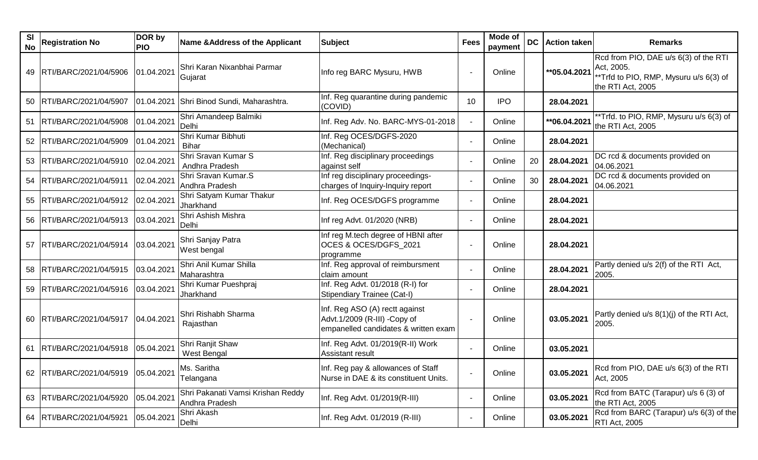| Sl No | Registration No | DOR by PIO | Name &Address of the Applicant | Subject | Fees | Mode of payment | DC | Action taken | Remarks |
|---|---|---|---|---|---|---|---|---|---|
| 49 | RTI/BARC/2021/04/5906 | 01.04.2021 | Shri Karan Nixanbhai Parmar Gujarat | Info reg BARC Mysuru, HWB | - | Online | | **05.04.2021 | Rcd from PIO, DAE u/s 6(3) of the RTI Act, 2005. **Trfd to PIO, RMP, Mysuru u/s 6(3) of the RTI Act, 2005 |
| 50 | RTI/BARC/2021/04/5907 | 01.04.2021 | Shri Binod Sundi, Maharashtra. | Inf. Reg quarantine during pandemic (COVID) | 10 | IPO | | 28.04.2021 | |
| 51 | RTI/BARC/2021/04/5908 | 01.04.2021 | Shri Amandeep Balmiki Delhi | Inf. Reg Adv. No. BARC-MYS-01-2018 | - | Online | | **06.04.2021 | **Trfd. to PIO, RMP, Mysuru u/s 6(3) of the RTI Act, 2005 |
| 52 | RTI/BARC/2021/04/5909 | 01.04.2021 | Shri Kumar Bibhuti Bihar | Inf. Reg OCES/DGFS-2020 (Mechanical) | - | Online | | 28.04.2021 | |
| 53 | RTI/BARC/2021/04/5910 | 02.04.2021 | Shri Sravan Kumar S Andhra Pradesh | Inf. Reg disciplinary proceedings against self | - | Online | 20 | 28.04.2021 | DC rcd & documents provided on 04.06.2021 |
| 54 | RTI/BARC/2021/04/5911 | 02.04.2021 | Shri Sravan Kumar.S Andhra Pradesh | Inf reg disciplinary proceedings-charges of Inquiry-Inquiry report | - | Online | 30 | 28.04.2021 | DC rcd & documents provided on 04.06.2021 |
| 55 | RTI/BARC/2021/04/5912 | 02.04.2021 | Shri Satyam Kumar Thakur Jharkhand | Inf. Reg OCES/DGFS programme | - | Online | | 28.04.2021 | |
| 56 | RTI/BARC/2021/04/5913 | 03.04.2021 | Shri Ashish Mishra Delhi | Inf reg Advt. 01/2020 (NRB) | - | Online | | 28.04.2021 | |
| 57 | RTI/BARC/2021/04/5914 | 03.04.2021 | Shri Sanjay Patra West bengal | Inf reg M.tech degree of HBNI after OCES & OCES/DGFS_2021 programme | - | Online | | 28.04.2021 | |
| 58 | RTI/BARC/2021/04/5915 | 03.04.2021 | Shri Anil Kumar Shilla Maharashtra | Inf. Reg approval of reimbursment claim amount | - | Online | | 28.04.2021 | Partly denied u/s 2(f) of the RTI Act, 2005. |
| 59 | RTI/BARC/2021/04/5916 | 03.04.2021 | Shri Kumar Pueshpraj Jharkhand | Inf. Reg Advt. 01/2018 (R-I) for Stipendiary Trainee (Cat-I) | - | Online | | 28.04.2021 | |
| 60 | RTI/BARC/2021/04/5917 | 04.04.2021 | Shri Rishabh Sharma Rajasthan | Inf. Reg ASO (A) rectt against Advt.1/2009 (R-III) -Copy of empanelled candidates & written exam | - | Online | | 03.05.2021 | Partly denied u/s 8(1)(j) of the RTI Act, 2005. |
| 61 | RTI/BARC/2021/04/5918 | 05.04.2021 | Shri Ranjit Shaw West Bengal | Inf. Reg Advt. 01/2019(R-II) Work Assistant result | - | Online | | 03.05.2021 | |
| 62 | RTI/BARC/2021/04/5919 | 05.04.2021 | Ms. Saritha Telangana | Inf. Reg pay & allowances of Staff Nurse in DAE & its constituent Units. | - | Online | | 03.05.2021 | Rcd from PIO, DAE u/s 6(3) of the RTI Act, 2005 |
| 63 | RTI/BARC/2021/04/5920 | 05.04.2021 | Shri Pakanati Vamsi Krishan Reddy Andhra Pradesh | Inf. Reg Advt. 01/2019(R-III) | - | Online | | 03.05.2021 | Rcd from BATC (Tarapur) u/s 6 (3) of the RTI Act, 2005 |
| 64 | RTI/BARC/2021/04/5921 | 05.04.2021 | Shri Akash Delhi | Inf. Reg Advt. 01/2019 (R-III) | - | Online | | 03.05.2021 | Rcd from BARC (Tarapur) u/s 6(3) of the RTI Act, 2005 |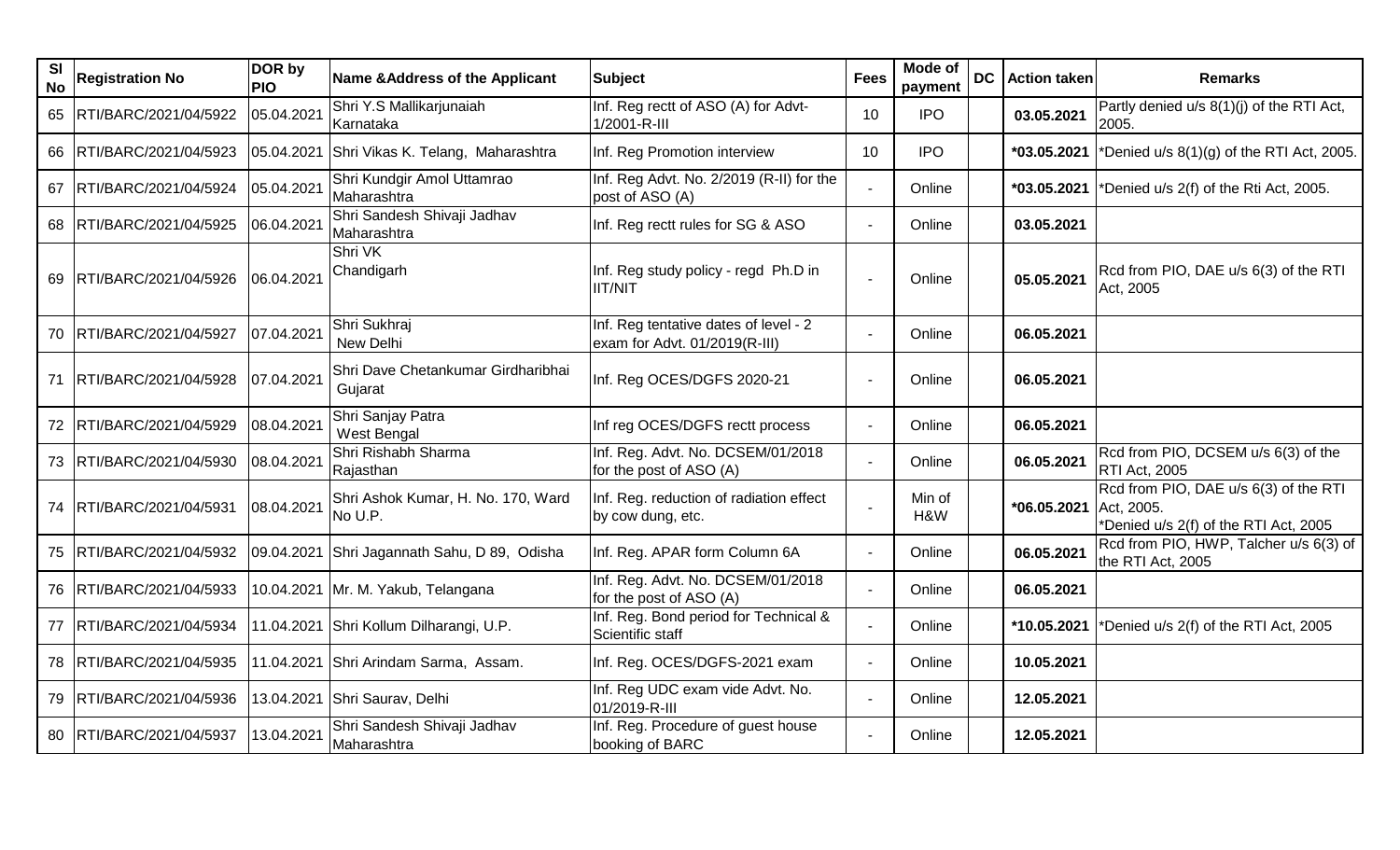| Sl No | Registration No | DOR by PIO | Name &Address of the Applicant | Subject | Fees | Mode of payment | DC | Action taken | Remarks |
|---|---|---|---|---|---|---|---|---|---|
| 65 | RTI/BARC/2021/04/5922 | 05.04.2021 | Shri Y.S Mallikarjunaiah Karnataka | Inf. Reg rectt of ASO (A) for Advt-1/2001-R-III | 10 | IPO | | 03.05.2021 | Partly denied u/s 8(1)(j) of the RTI Act, 2005. |
| 66 | RTI/BARC/2021/04/5923 | 05.04.2021 | Shri Vikas K. Telang, Maharashtra | Inf. Reg Promotion interview | 10 | IPO | | *03.05.2021 | *Denied u/s 8(1)(g) of the RTI Act, 2005. |
| 67 | RTI/BARC/2021/04/5924 | 05.04.2021 | Shri Kundgir Amol Uttamrao Maharashtra | Inf. Reg Advt. No. 2/2019 (R-II) for the post of ASO (A) | - | Online | | *03.05.2021 | *Denied u/s 2(f) of the Rti Act, 2005. |
| 68 | RTI/BARC/2021/04/5925 | 06.04.2021 | Shri Sandesh Shivaji Jadhav Maharashtra | Inf. Reg rectt rules for SG & ASO | - | Online | | 03.05.2021 | |
| 69 | RTI/BARC/2021/04/5926 | 06.04.2021 | Shri VK Chandigarh | Inf. Reg study policy - regd Ph.D in IIT/NIT | - | Online | | 05.05.2021 | Rcd from PIO, DAE u/s 6(3) of the RTI Act, 2005 |
| 70 | RTI/BARC/2021/04/5927 | 07.04.2021 | Shri Sukhraj New Delhi | Inf. Reg tentative dates of level - 2 exam for Advt. 01/2019(R-III) | - | Online | | 06.05.2021 | |
| 71 | RTI/BARC/2021/04/5928 | 07.04.2021 | Shri Dave Chetankumar Girdharibhai Gujarat | Inf. Reg OCES/DGFS 2020-21 | - | Online | | 06.05.2021 | |
| 72 | RTI/BARC/2021/04/5929 | 08.04.2021 | Shri Sanjay Patra West Bengal | Inf reg OCES/DGFS rectt process | - | Online | | 06.05.2021 | |
| 73 | RTI/BARC/2021/04/5930 | 08.04.2021 | Shri Rishabh Sharma Rajasthan | Inf. Reg. Advt. No. DCSEM/01/2018 for the post of ASO (A) | - | Online | | 06.05.2021 | Rcd from PIO, DCSEM u/s 6(3) of the RTI Act, 2005 |
| 74 | RTI/BARC/2021/04/5931 | 08.04.2021 | Shri Ashok Kumar, H. No. 170, Ward No U.P. | Inf. Reg. reduction of radiation effect by cow dung, etc. | - | Min of H&W | | *06.05.2021 | Rcd from PIO, DAE u/s 6(3) of the RTI Act, 2005. *Denied u/s 2(f) of the RTI Act, 2005 |
| 75 | RTI/BARC/2021/04/5932 | 09.04.2021 | Shri Jagannath Sahu, D 89, Odisha | Inf. Reg. APAR form Column 6A | - | Online | | 06.05.2021 | Rcd from PIO, HWP, Talcher u/s 6(3) of the RTI Act, 2005 |
| 76 | RTI/BARC/2021/04/5933 | 10.04.2021 | Mr. M. Yakub, Telangana | Inf. Reg. Advt. No. DCSEM/01/2018 for the post of ASO (A) | - | Online | | 06.05.2021 | |
| 77 | RTI/BARC/2021/04/5934 | 11.04.2021 | Shri Kollum Dilharangi, U.P. | Inf. Reg. Bond period for Technical & Scientific staff | - | Online | | *10.05.2021 | *Denied u/s 2(f) of the RTI Act, 2005 |
| 78 | RTI/BARC/2021/04/5935 | 11.04.2021 | Shri Arindam Sarma, Assam. | Inf. Reg. OCES/DGFS-2021 exam | - | Online | | 10.05.2021 | |
| 79 | RTI/BARC/2021/04/5936 | 13.04.2021 | Shri Saurav, Delhi | Inf. Reg UDC exam vide Advt. No. 01/2019-R-III | - | Online | | 12.05.2021 | |
| 80 | RTI/BARC/2021/04/5937 | 13.04.2021 | Shri Sandesh Shivaji Jadhav Maharashtra | Inf. Reg. Procedure of guest house booking of BARC | - | Online | | 12.05.2021 | |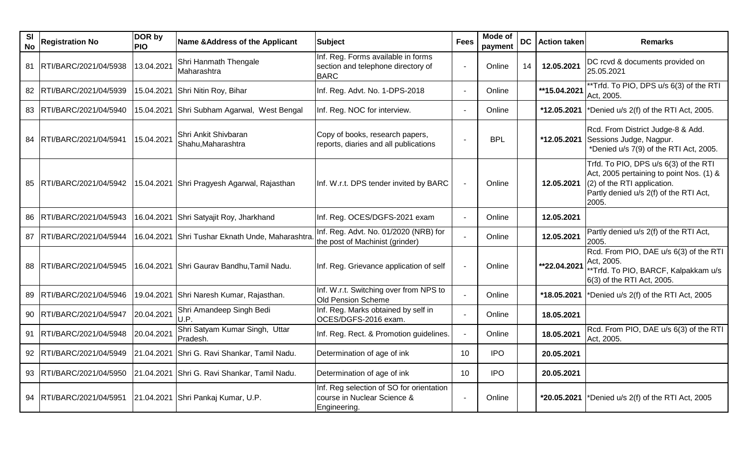| Sl No | Registration No | DOR by PIO | Name &Address of the Applicant | Subject | Fees | Mode of payment | DC | Action taken | Remarks |
|---|---|---|---|---|---|---|---|---|---|
| 81 | RTI/BARC/2021/04/5938 | 13.04.2021 | Shri Hanmath Thengale Maharashtra | Inf. Reg. Forms available in forms section and telephone directory of BARC | - | Online | 14 | **12.05.2021** | DC rcvd & documents provided on 25.05.2021 |
| 82 | RTI/BARC/2021/04/5939 | 15.04.2021 | Shri Nitin Roy, Bihar | Inf. Reg. Advt. No. 1-DPS-2018 | - | Online | | **\*\*15.04.2021** | **Trfd. To PIO, DPS u/s 6(3) of the RTI Act, 2005. |
| 83 | RTI/BARC/2021/04/5940 | 15.04.2021 | Shri Subham Agarwal, West Bengal | Inf. Reg. NOC for interview. | - | Online | | **\*12.05.2021** | *Denied u/s 2(f) of the RTI Act, 2005. |
| 84 | RTI/BARC/2021/04/5941 | 15.04.2021 | Shri Ankit Shivbaran Shahu,Maharashtra | Copy of books, research papers, reports, diaries and all publications | - | BPL | | **\*12.05.2021** | Rcd. From District Judge-8 & Add. Sessions Judge, Nagpur. *Denied u/s 7(9) of the RTI Act, 2005. |
| 85 | RTI/BARC/2021/04/5942 | 15.04.2021 | Shri Pragyesh Agarwal, Rajasthan | Inf. W.r.t. DPS tender invited by BARC | - | Online | | **12.05.2021** | Trfd. To PIO, DPS u/s 6(3) of the RTI Act, 2005 pertaining to point Nos. (1) & (2) of the RTI application. Partly denied u/s 2(f) of the RTI Act, 2005. |
| 86 | RTI/BARC/2021/04/5943 | 16.04.2021 | Shri Satyajit Roy, Jharkhand | Inf. Reg. OCES/DGFS-2021 exam | - | Online | | **12.05.2021** | |
| 87 | RTI/BARC/2021/04/5944 | 16.04.2021 | Shri Tushar Eknath Unde, Maharashtra. | Inf. Reg. Advt. No. 01/2020 (NRB) for the post of Machinist (grinder) | - | Online | | **12.05.2021** | Partly denied u/s 2(f) of the RTI Act, 2005. |
| 88 | RTI/BARC/2021/04/5945 | 16.04.2021 | Shri Gaurav Bandhu,Tamil Nadu. | Inf. Reg. Grievance application of self | - | Online | | **\*\*22.04.2021** | Rcd. From PIO, DAE u/s 6(3) of the RTI Act, 2005. **Trfd. To PIO, BARCF, Kalpakkam u/s 6(3) of the RTI Act, 2005. |
| 89 | RTI/BARC/2021/04/5946 | 19.04.2021 | Shri Naresh Kumar, Rajasthan. | Inf. W.r.t. Switching over from NPS to Old Pension Scheme | - | Online | | **\*18.05.2021** | *Denied u/s 2(f) of the RTI Act, 2005 |
| 90 | RTI/BARC/2021/04/5947 | 20.04.2021 | Shri Amandeep Singh Bedi U.P. | Inf. Reg. Marks obtained by self in OCES/DGFS-2016 exam. | - | Online | | **18.05.2021** | |
| 91 | RTI/BARC/2021/04/5948 | 20.04.2021 | Shri Satyam Kumar Singh, Uttar Pradesh. | Inf. Reg. Rect. & Promotion guidelines. | - | Online | | **18.05.2021** | Rcd. From PIO, DAE u/s 6(3) of the RTI Act, 2005. |
| 92 | RTI/BARC/2021/04/5949 | 21.04.2021 | Shri G. Ravi Shankar, Tamil Nadu. | Determination of age of ink | 10 | IPO | | **20.05.2021** | |
| 93 | RTI/BARC/2021/04/5950 | 21.04.2021 | Shri G. Ravi Shankar, Tamil Nadu. | Determination of age of ink | 10 | IPO | | **20.05.2021** | |
| 94 | RTI/BARC/2021/04/5951 | 21.04.2021 | Shri Pankaj Kumar, U.P. | Inf. Reg selection of SO for orientation course in Nuclear Science & Engineering. | - | Online | | **\*20.05.2021** | *Denied u/s 2(f) of the RTI Act, 2005 |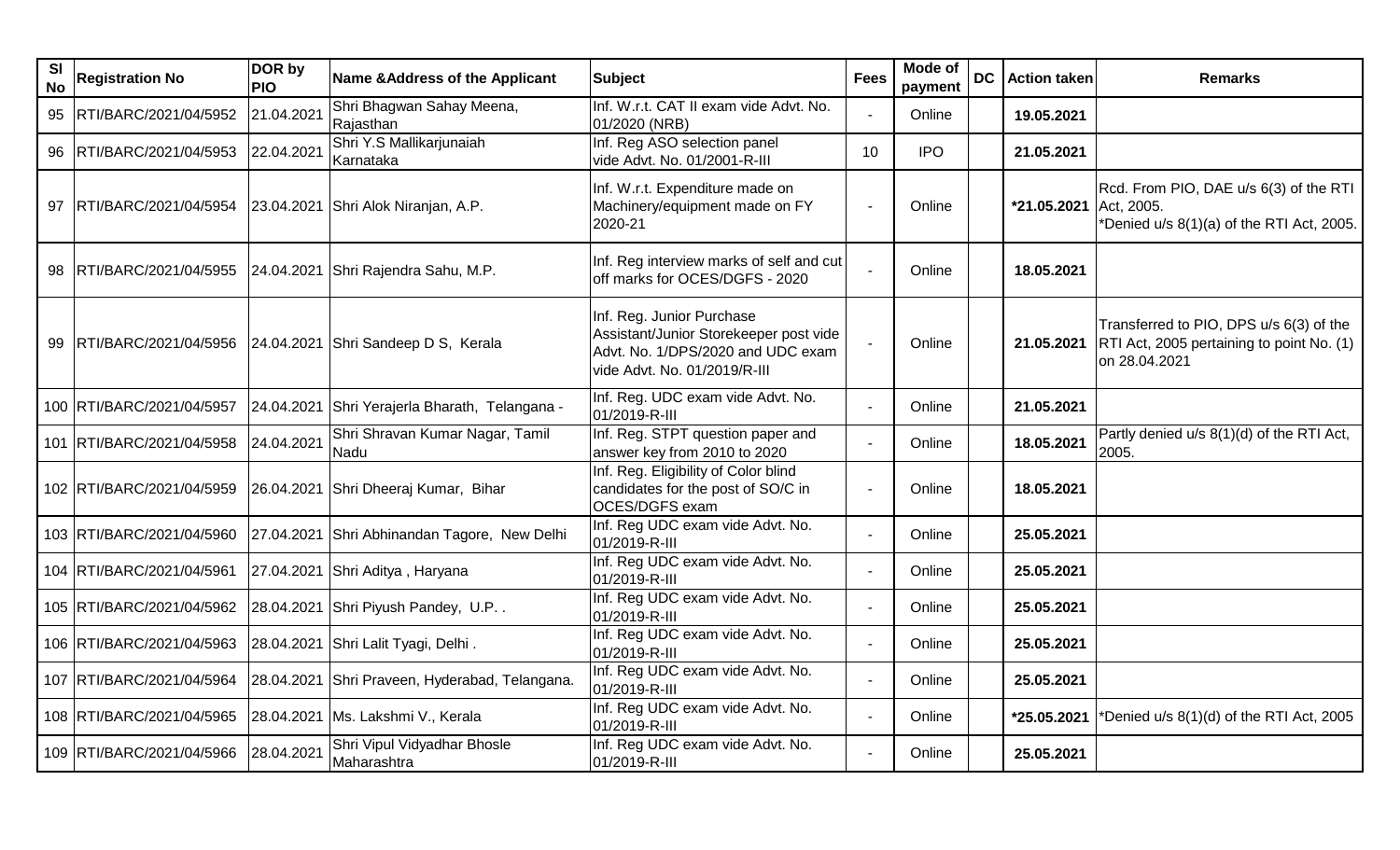| Sl No | Registration No | DOR by PIO | Name &Address of the Applicant | Subject | Fees | Mode of payment | DC | Action taken | Remarks |
|---|---|---|---|---|---|---|---|---|---|
| 95 | RTI/BARC/2021/04/5952 | 21.04.2021 | Shri Bhagwan Sahay Meena, Rajasthan | Inf. W.r.t. CAT II exam vide Advt. No. 01/2020 (NRB) | - | Online | | 19.05.2021 | |
| 96 | RTI/BARC/2021/04/5953 | 22.04.2021 | Shri Y.S Mallikarjunaiah Karnataka | Inf. Reg ASO selection panel vide Advt. No. 01/2001-R-III | 10 | IPO | | 21.05.2021 | |
| 97 | RTI/BARC/2021/04/5954 | 23.04.2021 | Shri Alok Niranjan, A.P. | Inf. W.r.t. Expenditure made on Machinery/equipment made on FY 2020-21 | - | Online | | *21.05.2021 | Rcd. From PIO, DAE u/s 6(3) of the RTI Act, 2005. *Denied u/s 8(1)(a) of the RTI Act, 2005. |
| 98 | RTI/BARC/2021/04/5955 | 24.04.2021 | Shri Rajendra Sahu, M.P. | Inf. Reg interview marks of self and cut off marks for OCES/DGFS - 2020 | - | Online | | 18.05.2021 | |
| 99 | RTI/BARC/2021/04/5956 | 24.04.2021 | Shri Sandeep D S, Kerala | Inf. Reg. Junior Purchase Assistant/Junior Storekeeper post vide Advt. No. 1/DPS/2020 and UDC exam vide Advt. No. 01/2019/R-III | - | Online | | 21.05.2021 | Transferred to PIO, DPS u/s 6(3) of the RTI Act, 2005 pertaining to point No. (1) on 28.04.2021 |
| 100 | RTI/BARC/2021/04/5957 | 24.04.2021 | Shri Yerajerla Bharath, Telangana - | Inf. Reg. UDC exam vide Advt. No. 01/2019-R-III | - | Online | | 21.05.2021 | |
| 101 | RTI/BARC/2021/04/5958 | 24.04.2021 | Shri Shravan Kumar Nagar, Tamil Nadu | Inf. Reg. STPT question paper and answer key from 2010 to 2020 | - | Online | | 18.05.2021 | Partly denied u/s 8(1)(d) of the RTI Act, 2005. |
| 102 | RTI/BARC/2021/04/5959 | 26.04.2021 | Shri Dheeraj Kumar, Bihar | Inf. Reg. Eligibility of Color blind candidates for the post of SO/C in OCES/DGFS exam | - | Online | | 18.05.2021 | |
| 103 | RTI/BARC/2021/04/5960 | 27.04.2021 | Shri Abhinandan Tagore, New Delhi | Inf. Reg UDC exam vide Advt. No. 01/2019-R-III | - | Online | | 25.05.2021 | |
| 104 | RTI/BARC/2021/04/5961 | 27.04.2021 | Shri Aditya , Haryana | Inf. Reg UDC exam vide Advt. No. 01/2019-R-III | - | Online | | 25.05.2021 | |
| 105 | RTI/BARC/2021/04/5962 | 28.04.2021 | Shri Piyush Pandey, U.P. . | Inf. Reg UDC exam vide Advt. No. 01/2019-R-III | - | Online | | 25.05.2021 | |
| 106 | RTI/BARC/2021/04/5963 | 28.04.2021 | Shri Lalit Tyagi, Delhi . | Inf. Reg UDC exam vide Advt. No. 01/2019-R-III | - | Online | | 25.05.2021 | |
| 107 | RTI/BARC/2021/04/5964 | 28.04.2021 | Shri Praveen, Hyderabad, Telangana. | Inf. Reg UDC exam vide Advt. No. 01/2019-R-III | - | Online | | 25.05.2021 | |
| 108 | RTI/BARC/2021/04/5965 | 28.04.2021 | Ms. Lakshmi V., Kerala | Inf. Reg UDC exam vide Advt. No. 01/2019-R-III | - | Online | | *25.05.2021 | *Denied u/s 8(1)(d) of the RTI Act, 2005 |
| 109 | RTI/BARC/2021/04/5966 | 28.04.2021 | Shri Vipul Vidyadhar Bhosle Maharashtra | Inf. Reg UDC exam vide Advt. No. 01/2019-R-III | - | Online | | 25.05.2021 | |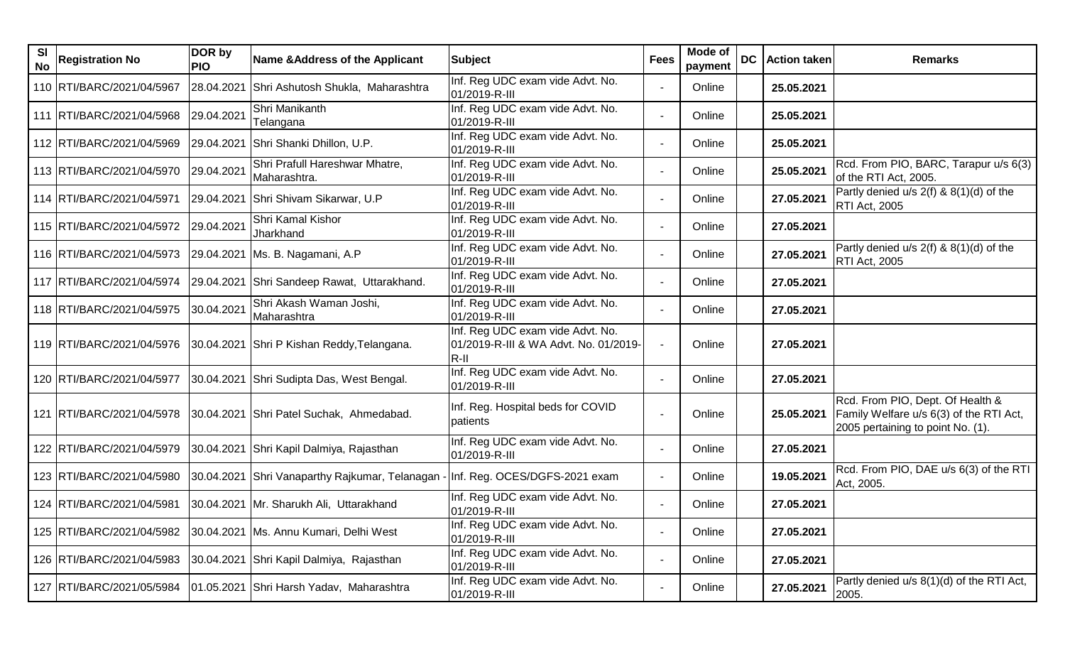| Sl No | Registration No | DOR by PIO | Name &Address of the Applicant | Subject | Fees | Mode of payment | DC | Action taken | Remarks |
|---|---|---|---|---|---|---|---|---|---|
| 110 | RTI/BARC/2021/04/5967 | 28.04.2021 | Shri Ashutosh Shukla, Maharashtra | Inf. Reg UDC exam vide Advt. No. 01/2019-R-III | - | Online | | **25.05.2021** | |
| 111 | RTI/BARC/2021/04/5968 | 29.04.2021 | Shri Manikanth Telangana | Inf. Reg UDC exam vide Advt. No. 01/2019-R-III | - | Online | | **25.05.2021** | |
| 112 | RTI/BARC/2021/04/5969 | 29.04.2021 | Shri Shanki Dhillon, U.P. | Inf. Reg UDC exam vide Advt. No. 01/2019-R-III | - | Online | | **25.05.2021** | |
| 113 | RTI/BARC/2021/04/5970 | 29.04.2021 | Shri Prafull Hareshwar Mhatre, Maharashtra. | Inf. Reg UDC exam vide Advt. No. 01/2019-R-III | - | Online | | **25.05.2021** | Rcd. From PIO, BARC, Tarapur u/s 6(3) of the RTI Act, 2005. |
| 114 | RTI/BARC/2021/04/5971 | 29.04.2021 | Shri Shivam Sikarwar, U.P | Inf. Reg UDC exam vide Advt. No. 01/2019-R-III | - | Online | | **27.05.2021** | Partly denied u/s 2(f) & 8(1)(d) of the RTI Act, 2005 |
| 115 | RTI/BARC/2021/04/5972 | 29.04.2021 | Shri Kamal Kishor Jharkhand | Inf. Reg UDC exam vide Advt. No. 01/2019-R-III | - | Online | | **27.05.2021** | |
| 116 | RTI/BARC/2021/04/5973 | 29.04.2021 | Ms. B. Nagamani, A.P | Inf. Reg UDC exam vide Advt. No. 01/2019-R-III | - | Online | | **27.05.2021** | Partly denied u/s 2(f) & 8(1)(d) of the RTI Act, 2005 |
| 117 | RTI/BARC/2021/04/5974 | 29.04.2021 | Shri Sandeep Rawat, Uttarakhand. | Inf. Reg UDC exam vide Advt. No. 01/2019-R-III | - | Online | | **27.05.2021** | |
| 118 | RTI/BARC/2021/04/5975 | 30.04.2021 | Shri Akash Waman Joshi, Maharashtra | Inf. Reg UDC exam vide Advt. No. 01/2019-R-III | - | Online | | **27.05.2021** | |
| 119 | RTI/BARC/2021/04/5976 | 30.04.2021 | Shri P Kishan Reddy,Telangana. | Inf. Reg UDC exam vide Advt. No. 01/2019-R-III & WA Advt. No. 01/2019-R-II | - | Online | | **27.05.2021** | |
| 120 | RTI/BARC/2021/04/5977 | 30.04.2021 | Shri Sudipta Das, West Bengal. | Inf. Reg UDC exam vide Advt. No. 01/2019-R-III | - | Online | | **27.05.2021** | |
| 121 | RTI/BARC/2021/04/5978 | 30.04.2021 | Shri Patel Suchak, Ahmedabad. | Inf. Reg. Hospital beds for COVID patients | - | Online | | **25.05.2021** | Rcd. From PIO, Dept. Of Health & Family Welfare u/s 6(3) of the RTI Act, 2005 pertaining to point No. (1). |
| 122 | RTI/BARC/2021/04/5979 | 30.04.2021 | Shri Kapil Dalmiya, Rajasthan | Inf. Reg UDC exam vide Advt. No. 01/2019-R-III | - | Online | | **27.05.2021** | |
| 123 | RTI/BARC/2021/04/5980 | 30.04.2021 | Shri Vanaparthy Rajkumar, Telanagan - | Inf. Reg. OCES/DGFS-2021 exam | - | Online | | **19.05.2021** | Rcd. From PIO, DAE u/s 6(3) of the RTI Act, 2005. |
| 124 | RTI/BARC/2021/04/5981 | 30.04.2021 | Mr. Sharukh Ali, Uttarakhand | Inf. Reg UDC exam vide Advt. No. 01/2019-R-III | - | Online | | **27.05.2021** | |
| 125 | RTI/BARC/2021/04/5982 | 30.04.2021 | Ms. Annu Kumari, Delhi West | Inf. Reg UDC exam vide Advt. No. 01/2019-R-III | - | Online | | **27.05.2021** | |
| 126 | RTI/BARC/2021/04/5983 | 30.04.2021 | Shri Kapil Dalmiya, Rajasthan | Inf. Reg UDC exam vide Advt. No. 01/2019-R-III | - | Online | | **27.05.2021** | |
| 127 | RTI/BARC/2021/05/5984 | 01.05.2021 | Shri Harsh Yadav, Maharashtra | Inf. Reg UDC exam vide Advt. No. 01/2019-R-III | - | Online | | **27.05.2021** | Partly denied u/s 8(1)(d) of the RTI Act, 2005. |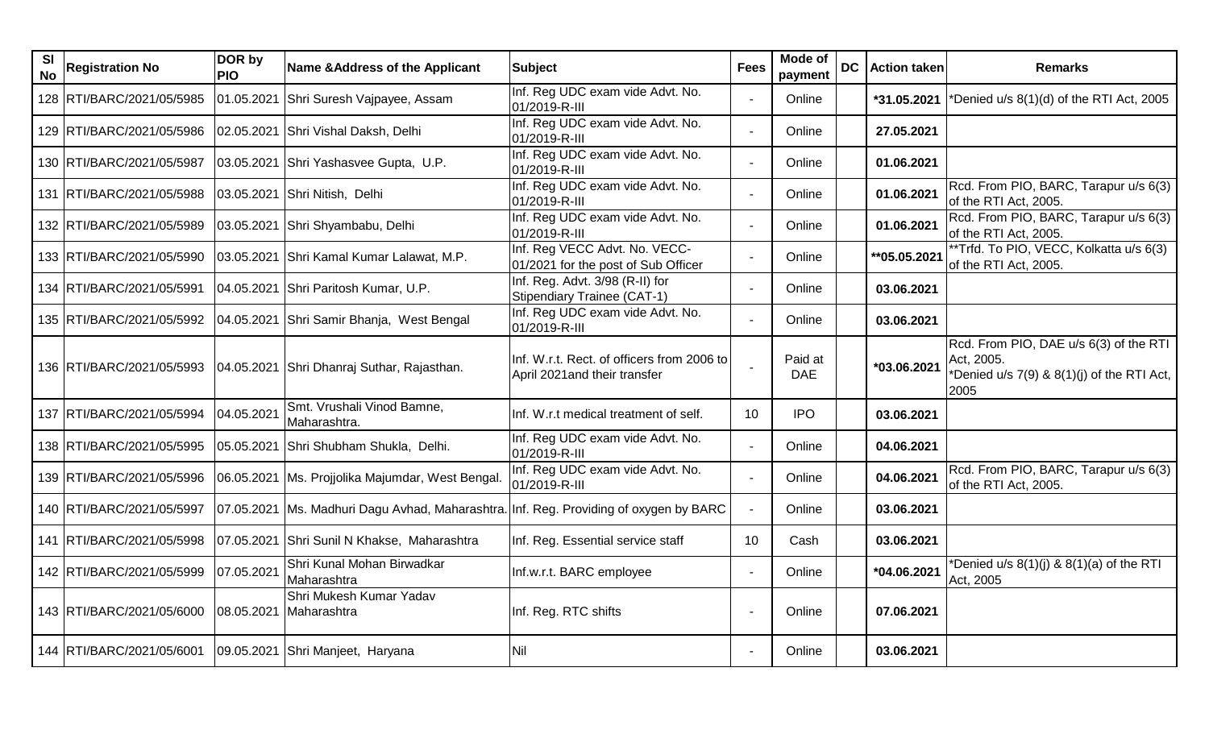| Sl No | Registration No | DOR by PIO | Name &Address of the Applicant | Subject | Fees | Mode of payment | DC | Action taken | Remarks |
|---|---|---|---|---|---|---|---|---|---|
| 128 | RTI/BARC/2021/05/5985 | 01.05.2021 | Shri Suresh Vajpayee, Assam | Inf. Reg UDC exam vide Advt. No. 01/2019-R-III | - | Online | | **\*31.05.2021** | *Denied u/s 8(1)(d) of the RTI Act, 2005 |
| 129 | RTI/BARC/2021/05/5986 | 02.05.2021 | Shri Vishal Daksh, Delhi | Inf. Reg UDC exam vide Advt. No. 01/2019-R-III | - | Online | | **27.05.2021** | |
| 130 | RTI/BARC/2021/05/5987 | 03.05.2021 | Shri Yashasvee Gupta, U.P. | Inf. Reg UDC exam vide Advt. No. 01/2019-R-III | - | Online | | **01.06.2021** | |
| 131 | RTI/BARC/2021/05/5988 | 03.05.2021 | Shri Nitish, Delhi | Inf. Reg UDC exam vide Advt. No. 01/2019-R-III | - | Online | | **01.06.2021** | Rcd. From PIO, BARC, Tarapur u/s 6(3) of the RTI Act, 2005. |
| 132 | RTI/BARC/2021/05/5989 | 03.05.2021 | Shri Shyambabu, Delhi | Inf. Reg UDC exam vide Advt. No. 01/2019-R-III | - | Online | | **01.06.2021** | Rcd. From PIO, BARC, Tarapur u/s 6(3) of the RTI Act, 2005. |
| 133 | RTI/BARC/2021/05/5990 | 03.05.2021 | Shri Kamal Kumar Lalawat, M.P. | Inf. Reg VECC Advt. No. VECC-01/2021 for the post of Sub Officer | - | Online | | **\*\*05.05.2021** | **Trfd. To PIO, VECC, Kolkatta u/s 6(3) of the RTI Act, 2005. |
| 134 | RTI/BARC/2021/05/5991 | 04.05.2021 | Shri Paritosh Kumar, U.P. | Inf. Reg. Advt. 3/98 (R-II) for Stipendiary Trainee (CAT-1) | - | Online | | **03.06.2021** | |
| 135 | RTI/BARC/2021/05/5992 | 04.05.2021 | Shri Samir Bhanja, West Bengal | Inf. Reg UDC exam vide Advt. No. 01/2019-R-III | - | Online | | **03.06.2021** | |
| 136 | RTI/BARC/2021/05/5993 | 04.05.2021 | Shri Dhanraj Suthar, Rajasthan. | Inf. W.r.t. Rect. of officers from 2006 to April 2021and their transfer | - | Paid at DAE | | **\*03.06.2021** | Rcd. From PIO, DAE u/s 6(3) of the RTI Act, 2005. *Denied u/s 7(9) & 8(1)(j) of the RTI Act, 2005 |
| 137 | RTI/BARC/2021/05/5994 | 04.05.2021 | Smt. Vrushali Vinod Bamne, Maharashtra. | Inf. W.r.t medical treatment of self. | 10 | IPO | | **03.06.2021** | |
| 138 | RTI/BARC/2021/05/5995 | 05.05.2021 | Shri Shubham Shukla, Delhi. | Inf. Reg UDC exam vide Advt. No. 01/2019-R-III | - | Online | | **04.06.2021** | |
| 139 | RTI/BARC/2021/05/5996 | 06.05.2021 | Ms. Projjolika Majumdar, West Bengal. | Inf. Reg UDC exam vide Advt. No. 01/2019-R-III | - | Online | | **04.06.2021** | Rcd. From PIO, BARC, Tarapur u/s 6(3) of the RTI Act, 2005. |
| 140 | RTI/BARC/2021/05/5997 | 07.05.2021 | Ms. Madhuri Dagu Avhad, Maharashtra. | Inf. Reg. Providing of oxygen by BARC | - | Online | | **03.06.2021** | |
| 141 | RTI/BARC/2021/05/5998 | 07.05.2021 | Shri Sunil N Khakse, Maharashtra | Inf. Reg. Essential service staff | 10 | Cash | | **03.06.2021** | |
| 142 | RTI/BARC/2021/05/5999 | 07.05.2021 | Shri Kunal Mohan Birwadkar Maharashtra | Inf.w.r.t. BARC employee | - | Online | | **\*04.06.2021** | *Denied u/s 8(1)(j) & 8(1)(a) of the RTI Act, 2005 |
| 143 | RTI/BARC/2021/05/6000 | 08.05.2021 | Shri Mukesh Kumar Yadav Maharashtra | Inf. Reg. RTC shifts | - | Online | | **07.06.2021** | |
| 144 | RTI/BARC/2021/05/6001 | 09.05.2021 | Shri Manjeet, Haryana | Nil | - | Online | | **03.06.2021** | |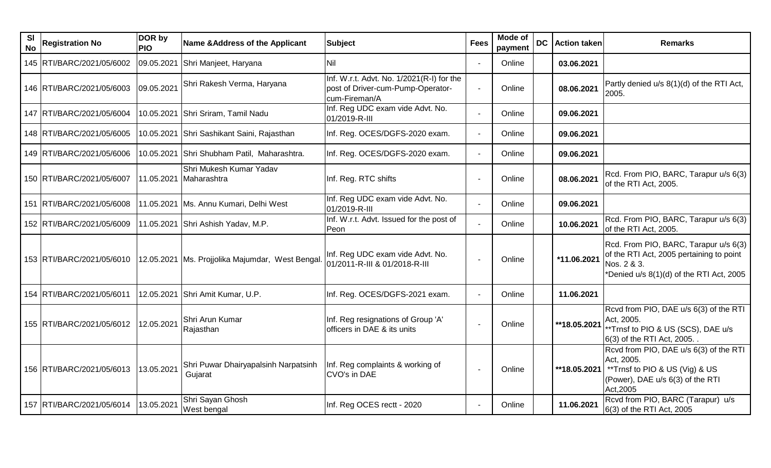| Sl No | Registration No | DOR by PIO | Name &Address of the Applicant | Subject | Fees | Mode of payment | DC | Action taken | Remarks |
|---|---|---|---|---|---|---|---|---|---|
| 145 | RTI/BARC/2021/05/6002 | 09.05.2021 | Shri Manjeet, Haryana | Nil | - | Online | | **03.06.2021** | |
| 146 | RTI/BARC/2021/05/6003 | 09.05.2021 | Shri Rakesh Verma, Haryana | Inf. W.r.t. Advt. No. 1/2021(R-I) for the post of Driver-cum-Pump-Operator-cum-Fireman/A | - | Online | | **08.06.2021** | Partly denied u/s 8(1)(d) of the RTI Act, 2005. |
| 147 | RTI/BARC/2021/05/6004 | 10.05.2021 | Shri Sriram, Tamil Nadu | Inf. Reg UDC exam vide Advt. No. 01/2019-R-III | - | Online | | **09.06.2021** | |
| 148 | RTI/BARC/2021/05/6005 | 10.05.2021 | Shri Sashikant Saini, Rajasthan | Inf. Reg. OCES/DGFS-2020 exam. | - | Online | | **09.06.2021** | |
| 149 | RTI/BARC/2021/05/6006 | 10.05.2021 | Shri Shubham Patil, Maharashtra. | Inf. Reg. OCES/DGFS-2020 exam. | - | Online | | **09.06.2021** | |
| 150 | RTI/BARC/2021/05/6007 | 11.05.2021 | Shri Mukesh Kumar Yadav Maharashtra | Inf. Reg. RTC shifts | - | Online | | **08.06.2021** | Rcd. From PIO, BARC, Tarapur u/s 6(3) of the RTI Act, 2005. |
| 151 | RTI/BARC/2021/05/6008 | 11.05.2021 | Ms. Annu Kumari, Delhi West | Inf. Reg UDC exam vide Advt. No. 01/2019-R-III | - | Online | | **09.06.2021** | |
| 152 | RTI/BARC/2021/05/6009 | 11.05.2021 | Shri Ashish Yadav, M.P. | Inf. W.r.t. Advt. Issued for the post of Peon | - | Online | | **10.06.2021** | Rcd. From PIO, BARC, Tarapur u/s 6(3) of the RTI Act, 2005. |
| 153 | RTI/BARC/2021/05/6010 | 12.05.2021 | Ms. Projjolika Majumdar, West Bengal. | Inf. Reg UDC exam vide Advt. No. 01/2011-R-III & 01/2018-R-III | - | Online | | ***11.06.2021** | Rcd. From PIO, BARC, Tarapur u/s 6(3) of the RTI Act, 2005 pertaining to point Nos. 2 & 3. *Denied u/s 8(1)(d) of the RTI Act, 2005 |
| 154 | RTI/BARC/2021/05/6011 | 12.05.2021 | Shri Amit Kumar, U.P. | Inf. Reg. OCES/DGFS-2021 exam. | - | Online | | **11.06.2021** | |
| 155 | RTI/BARC/2021/05/6012 | 12.05.2021 | Shri Arun Kumar Rajasthan | Inf. Reg resignations of Group 'A' officers in DAE & its units | - | Online | | ****18.05.2021** | Rcvd from PIO, DAE u/s 6(3) of the RTI Act, 2005. **Trnsf to PIO & US (SCS), DAE u/s 6(3) of the RTI Act, 2005. . |
| 156 | RTI/BARC/2021/05/6013 | 13.05.2021 | Shri Puwar Dhairyapalsinh Narpatsinh Gujarat | Inf. Reg complaints & working of CVO's in DAE | - | Online | | ****18.05.2021** | Rcvd from PIO, DAE u/s 6(3) of the RTI Act, 2005. **Trnsf to PIO & US (Vig) & US (Power), DAE u/s 6(3) of the RTI Act,2005 |
| 157 | RTI/BARC/2021/05/6014 | 13.05.2021 | Shri Sayan Ghosh West bengal | Inf. Reg OCES rectt - 2020 | - | Online | | **11.06.2021** | Rcvd from PIO, BARC (Tarapur) u/s 6(3) of the RTI Act, 2005 |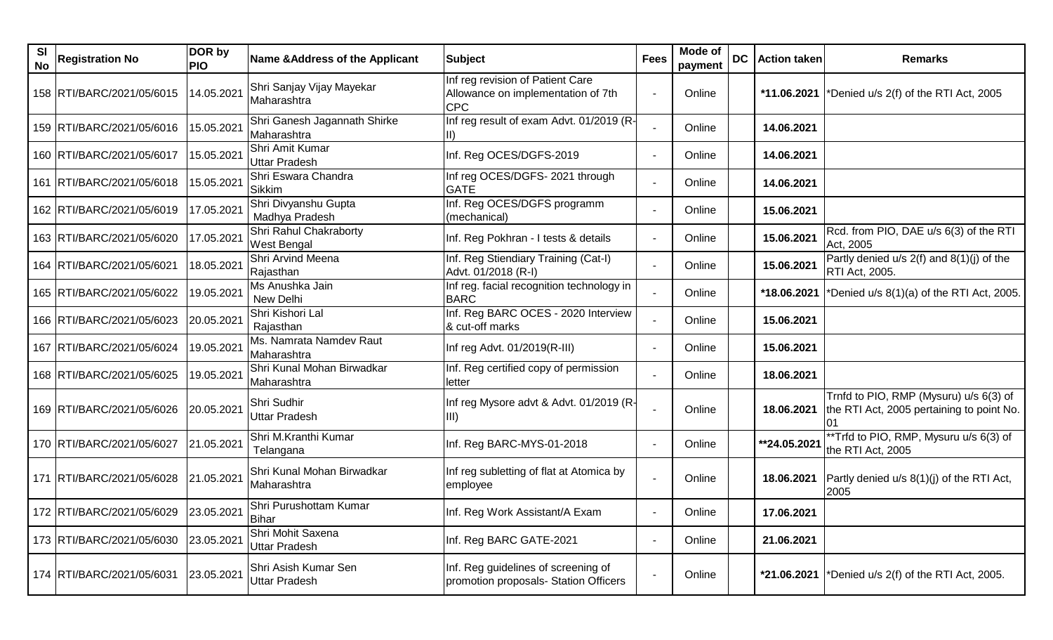| Sl No | Registration No | DOR by PIO | Name &Address of the Applicant | Subject | Fees | Mode of payment | DC | Action taken | Remarks |
|---|---|---|---|---|---|---|---|---|---|
| 158 | RTI/BARC/2021/05/6015 | 14.05.2021 | Shri Sanjay Vijay Mayekar Maharashtra | Inf reg revision of Patient Care Allowance on implementation of 7th CPC | - | Online | | *11.06.2021 | *Denied u/s 2(f) of the RTI Act, 2005 |
| 159 | RTI/BARC/2021/05/6016 | 15.05.2021 | Shri Ganesh Jagannath Shirke Maharashtra | Inf reg result of exam Advt. 01/2019 (R-II) | - | Online | | 14.06.2021 | |
| 160 | RTI/BARC/2021/05/6017 | 15.05.2021 | Shri Amit Kumar Uttar Pradesh | Inf. Reg OCES/DGFS-2019 | - | Online | | 14.06.2021 | |
| 161 | RTI/BARC/2021/05/6018 | 15.05.2021 | Shri Eswara Chandra Sikkim | Inf reg OCES/DGFS- 2021 through GATE | - | Online | | 14.06.2021 | |
| 162 | RTI/BARC/2021/05/6019 | 17.05.2021 | Shri Divyanshu Gupta Madhya Pradesh | Inf. Reg OCES/DGFS programm (mechanical) | - | Online | | 15.06.2021 | |
| 163 | RTI/BARC/2021/05/6020 | 17.05.2021 | Shri Rahul Chakraborty West Bengal | Inf. Reg Pokhran - I tests & details | - | Online | | 15.06.2021 | Rcd. from PIO, DAE u/s 6(3) of the RTI Act, 2005 |
| 164 | RTI/BARC/2021/05/6021 | 18.05.2021 | Shri Arvind Meena Rajasthan | Inf. Reg Stiendiary Training (Cat-I) Advt. 01/2018 (R-I) | - | Online | | 15.06.2021 | Partly denied u/s 2(f) and 8(1)(j) of the RTI Act, 2005. |
| 165 | RTI/BARC/2021/05/6022 | 19.05.2021 | Ms Anushka Jain New Delhi | Inf reg. facial recognition technology in BARC | - | Online | | *18.06.2021 | *Denied u/s 8(1)(a) of the RTI Act, 2005. |
| 166 | RTI/BARC/2021/05/6023 | 20.05.2021 | Shri Kishori Lal Rajasthan | Inf. Reg BARC OCES - 2020 Interview & cut-off marks | - | Online | | 15.06.2021 | |
| 167 | RTI/BARC/2021/05/6024 | 19.05.2021 | Ms. Namrata Namdev Raut Maharashtra | Inf reg Advt. 01/2019(R-III) | - | Online | | 15.06.2021 | |
| 168 | RTI/BARC/2021/05/6025 | 19.05.2021 | Shri Kunal Mohan Birwadkar Maharashtra | Inf. Reg certified copy of permission letter | - | Online | | 18.06.2021 | |
| 169 | RTI/BARC/2021/05/6026 | 20.05.2021 | Shri Sudhir Uttar Pradesh | Inf reg Mysore advt & Advt. 01/2019 (R-III) | - | Online | | 18.06.2021 | Trnfd to PIO, RMP (Mysuru) u/s 6(3) of the RTI Act, 2005 pertaining to point No. 01 |
| 170 | RTI/BARC/2021/05/6027 | 21.05.2021 | Shri M.Kranthi Kumar Telangana | Inf. Reg BARC-MYS-01-2018 | - | Online | | **24.05.2021 | **Trfd to PIO, RMP, Mysuru u/s 6(3) of the RTI Act, 2005 |
| 171 | RTI/BARC/2021/05/6028 | 21.05.2021 | Shri Kunal Mohan Birwadkar Maharashtra | Inf reg subletting of flat at Atomica by employee | - | Online | | 18.06.2021 | Partly denied u/s 8(1)(j) of the RTI Act, 2005 |
| 172 | RTI/BARC/2021/05/6029 | 23.05.2021 | Shri Purushottam Kumar Bihar | Inf. Reg Work Assistant/A Exam | - | Online | | 17.06.2021 | |
| 173 | RTI/BARC/2021/05/6030 | 23.05.2021 | Shri Mohit Saxena Uttar Pradesh | Inf. Reg BARC GATE-2021 | - | Online | | 21.06.2021 | |
| 174 | RTI/BARC/2021/05/6031 | 23.05.2021 | Shri Asish Kumar Sen Uttar Pradesh | Inf. Reg guidelines of screening of promotion proposals- Station Officers | - | Online | | *21.06.2021 | *Denied u/s 2(f) of the RTI Act, 2005. |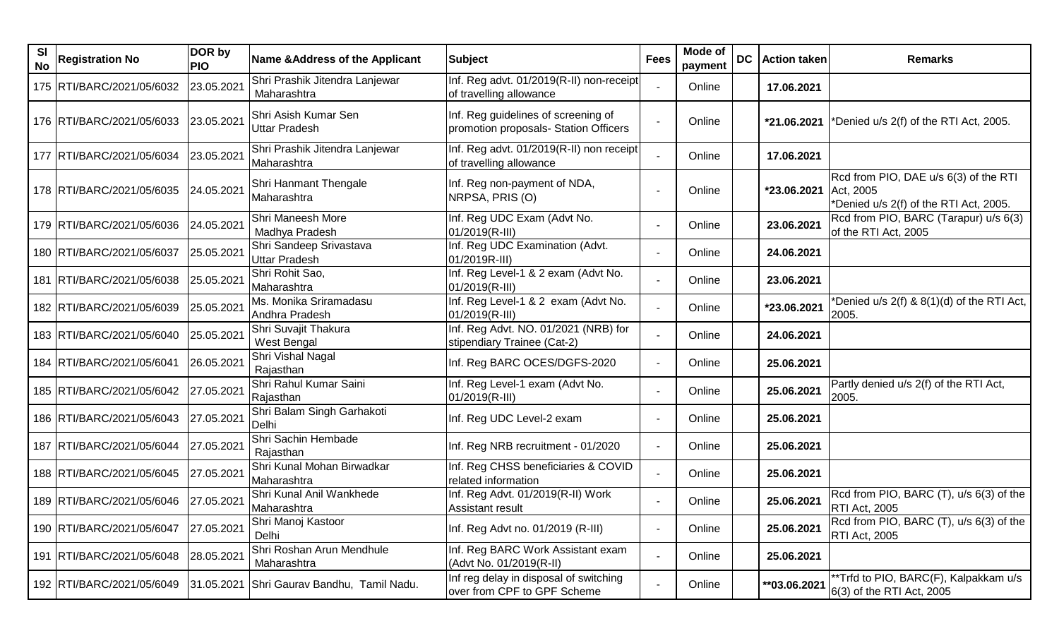| Sl No | Registration No | DOR by PIO | Name &Address of the Applicant | Subject | Fees | Mode of payment | DC | Action taken | Remarks |
|---|---|---|---|---|---|---|---|---|---|
| 175 | RTI/BARC/2021/05/6032 | 23.05.2021 | Shri Prashik Jitendra Lanjewar Maharashtra | Inf. Reg advt. 01/2019(R-II) non-receipt of travelling allowance | - | Online | | 17.06.2021 | |
| 176 | RTI/BARC/2021/05/6033 | 23.05.2021 | Shri Asish Kumar Sen Uttar Pradesh | Inf. Reg guidelines of screening of promotion proposals- Station Officers | - | Online | | *21.06.2021 | *Denied u/s 2(f) of the RTI Act, 2005. |
| 177 | RTI/BARC/2021/05/6034 | 23.05.2021 | Shri Prashik Jitendra Lanjewar Maharashtra | Inf. Reg advt. 01/2019(R-II) non receipt of travelling allowance | - | Online | | 17.06.2021 | |
| 178 | RTI/BARC/2021/05/6035 | 24.05.2021 | Shri Hanmant Thengale Maharashtra | Inf. Reg non-payment of NDA, NRPSA, PRIS (O) | - | Online | | *23.06.2021 | Rcd from PIO, DAE u/s 6(3) of the RTI Act, 2005 *Denied u/s 2(f) of the RTI Act, 2005. |
| 179 | RTI/BARC/2021/05/6036 | 24.05.2021 | Shri Maneesh More Madhya Pradesh | Inf. Reg UDC Exam (Advt No. 01/2019(R-III) | - | Online | | 23.06.2021 | Rcd from PIO, BARC (Tarapur) u/s 6(3) of the RTI Act, 2005 |
| 180 | RTI/BARC/2021/05/6037 | 25.05.2021 | Shri Sandeep Srivastava Uttar Pradesh | Inf. Reg UDC Examination (Advt. 01/2019R-III) | - | Online | | 24.06.2021 | |
| 181 | RTI/BARC/2021/05/6038 | 25.05.2021 | Shri Rohit Sao, Maharashtra | Inf. Reg Level-1 & 2 exam (Advt No. 01/2019(R-III) | - | Online | | 23.06.2021 | |
| 182 | RTI/BARC/2021/05/6039 | 25.05.2021 | Ms. Monika Sriramadasu Andhra Pradesh | Inf. Reg Level-1 & 2 exam (Advt No. 01/2019(R-III) | - | Online | | *23.06.2021 | *Denied u/s 2(f) & 8(1)(d) of the RTI Act, 2005. |
| 183 | RTI/BARC/2021/05/6040 | 25.05.2021 | Shri Suvajit Thakura West Bengal | Inf. Reg Advt. NO. 01/2021 (NRB) for stipendiary Trainee (Cat-2) | - | Online | | 24.06.2021 | |
| 184 | RTI/BARC/2021/05/6041 | 26.05.2021 | Shri Vishal Nagal Rajasthan | Inf. Reg BARC OCES/DGFS-2020 | - | Online | | 25.06.2021 | |
| 185 | RTI/BARC/2021/05/6042 | 27.05.2021 | Shri Rahul Kumar Saini Rajasthan | Inf. Reg Level-1 exam (Advt No. 01/2019(R-III) | - | Online | | 25.06.2021 | Partly denied u/s 2(f) of the RTI Act, 2005. |
| 186 | RTI/BARC/2021/05/6043 | 27.05.2021 | Shri Balam Singh Garhakoti Delhi | Inf. Reg UDC Level-2 exam | - | Online | | 25.06.2021 | |
| 187 | RTI/BARC/2021/05/6044 | 27.05.2021 | Shri Sachin Hembade Rajasthan | Inf. Reg NRB recruitment - 01/2020 | - | Online | | 25.06.2021 | |
| 188 | RTI/BARC/2021/05/6045 | 27.05.2021 | Shri Kunal Mohan Birwadkar Maharashtra | Inf. Reg CHSS beneficiaries & COVID related information | - | Online | | 25.06.2021 | |
| 189 | RTI/BARC/2021/05/6046 | 27.05.2021 | Shri Kunal Anil Wankhede Maharashtra | Inf. Reg Advt. 01/2019(R-II) Work Assistant result | - | Online | | 25.06.2021 | Rcd from PIO, BARC (T), u/s 6(3) of the RTI Act, 2005 |
| 190 | RTI/BARC/2021/05/6047 | 27.05.2021 | Shri Manoj Kastoor Delhi | Inf. Reg Advt no. 01/2019 (R-III) | - | Online | | 25.06.2021 | Rcd from PIO, BARC (T), u/s 6(3) of the RTI Act, 2005 |
| 191 | RTI/BARC/2021/05/6048 | 28.05.2021 | Shri Roshan Arun Mendhule Maharashtra | Inf. Reg BARC Work Assistant exam (Advt No. 01/2019(R-II) | - | Online | | 25.06.2021 | |
| 192 | RTI/BARC/2021/05/6049 | 31.05.2021 | Shri Gaurav Bandhu, Tamil Nadu. | Inf reg delay in disposal of switching over from CPF to GPF Scheme | - | Online | | **03.06.2021 | **Trfd to PIO, BARC(F), Kalpakkam u/s 6(3) of the RTI Act, 2005 |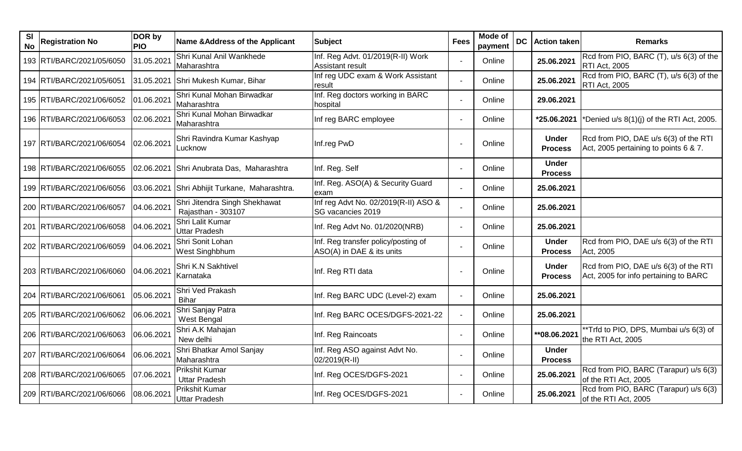| Sl No | Registration No | DOR by PIO | Name &Address of the Applicant | Subject | Fees | Mode of payment | DC | Action taken | Remarks |
|---|---|---|---|---|---|---|---|---|---|
| 193 | RTI/BARC/2021/05/6050 | 31.05.2021 | Shri Kunal Anil Wankhede Maharashtra | Inf. Reg Advt. 01/2019(R-II) Work Assistant result | - | Online | | **25.06.2021** | Rcd from PIO, BARC (T), u/s 6(3) of the RTI Act, 2005 |
| 194 | RTI/BARC/2021/05/6051 | 31.05.2021 | Shri Mukesh Kumar, Bihar | Inf reg UDC exam & Work Assistant result | - | Online | | **25.06.2021** | Rcd from PIO, BARC (T), u/s 6(3) of the RTI Act, 2005 |
| 195 | RTI/BARC/2021/06/6052 | 01.06.2021 | Shri Kunal Mohan Birwadkar Maharashtra | Inf. Reg doctors working in BARC hospital | - | Online | | **29.06.2021** | |
| 196 | RTI/BARC/2021/06/6053 | 02.06.2021 | Shri Kunal Mohan Birwadkar Maharashtra | Inf reg BARC employee | - | Online | | ***25.06.2021** | *Denied u/s 8(1)(j) of the RTI Act, 2005. |
| 197 | RTI/BARC/2021/06/6054 | 02.06.2021 | Shri Ravindra Kumar Kashyap Lucknow | Inf.reg PwD | - | Online | | **Under Process** | Rcd from PIO, DAE u/s 6(3) of the RTI Act, 2005 pertaining to points 6 & 7. |
| 198 | RTI/BARC/2021/06/6055 | 02.06.2021 | Shri Anubrata Das, Maharashtra | Inf. Reg. Self | - | Online | | **Under Process** | |
| 199 | RTI/BARC/2021/06/6056 | 03.06.2021 | Shri Abhijit Turkane, Maharashtra. | Inf. Reg. ASO(A) & Security Guard exam | - | Online | | **25.06.2021** | |
| 200 | RTI/BARC/2021/06/6057 | 04.06.2021 | Shri Jitendra Singh Shekhawat Rajasthan - 303107 | Inf reg Advt No. 02/2019(R-II) ASO & SG vacancies 2019 | - | Online | | **25.06.2021** | |
| 201 | RTI/BARC/2021/06/6058 | 04.06.2021 | Shri Lalit Kumar Uttar Pradesh | Inf. Reg Advt No. 01/2020(NRB) | - | Online | | **25.06.2021** | |
| 202 | RTI/BARC/2021/06/6059 | 04.06.2021 | Shri Sonit Lohan West Singhbhum | Inf. Reg transfer policy/posting of ASO(A) in DAE & its units | - | Online | | **Under Process** | Rcd from PIO, DAE u/s 6(3) of the RTI Act, 2005 |
| 203 | RTI/BARC/2021/06/6060 | 04.06.2021 | Shri K.N Sakhtivel Karnataka | Inf. Reg RTI data | - | Online | | **Under Process** | Rcd from PIO, DAE u/s 6(3) of the RTI Act, 2005 for info pertaining to BARC |
| 204 | RTI/BARC/2021/06/6061 | 05.06.2021 | Shri Ved Prakash Bihar | Inf. Reg BARC UDC (Level-2) exam | - | Online | | **25.06.2021** | |
| 205 | RTI/BARC/2021/06/6062 | 06.06.2021 | Shri Sanjay Patra West Bengal | Inf. Reg BARC OCES/DGFS-2021-22 | - | Online | | **25.06.2021** | |
| 206 | RTI/BARC/2021/06/6063 | 06.06.2021 | Shri A.K Mahajan New delhi | Inf. Reg Raincoats | - | Online | | ****08.06.2021** | **Trfd to PIO, DPS, Mumbai u/s 6(3) of the RTI Act, 2005 |
| 207 | RTI/BARC/2021/06/6064 | 06.06.2021 | Shri Bhatkar Amol Sanjay Maharashtra | Inf. Reg ASO against Advt No. 02/2019(R-II) | - | Online | | **Under Process** | |
| 208 | RTI/BARC/2021/06/6065 | 07.06.2021 | Prikshit Kumar Uttar Pradesh | Inf. Reg OCES/DGFS-2021 | - | Online | | **25.06.2021** | Rcd from PIO, BARC (Tarapur) u/s 6(3) of the RTI Act, 2005 |
| 209 | RTI/BARC/2021/06/6066 | 08.06.2021 | Prikshit Kumar Uttar Pradesh | Inf. Reg OCES/DGFS-2021 | - | Online | | **25.06.2021** | Rcd from PIO, BARC (Tarapur) u/s 6(3) of the RTI Act, 2005 |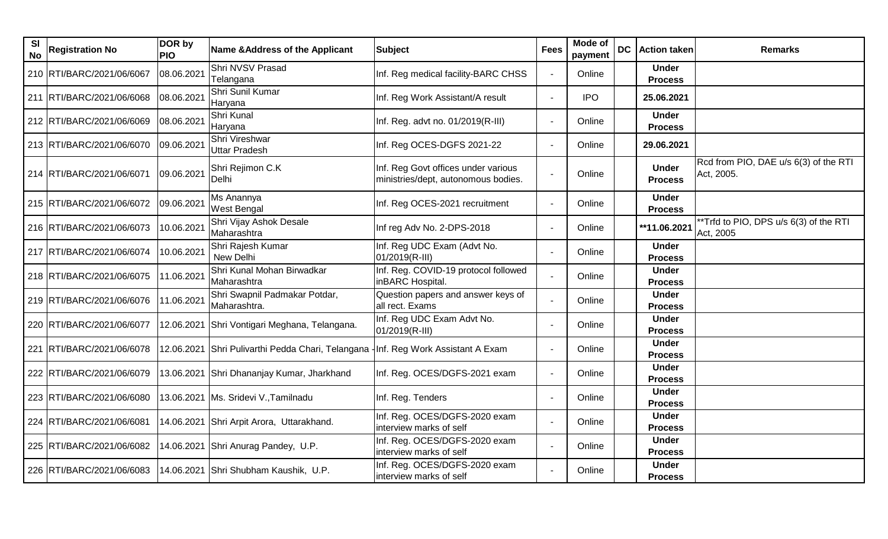| Sl No | Registration No | DOR by PIO | Name &Address of the Applicant | Subject | Fees | Mode of payment | DC | Action taken | Remarks |
|---|---|---|---|---|---|---|---|---|---|
| 210 | RTI/BARC/2021/06/6067 | 08.06.2021 | Shri NVSV Prasad Telangana | Inf. Reg medical facility-BARC CHSS | - | Online | | **Under Process** | |
| 211 | RTI/BARC/2021/06/6068 | 08.06.2021 | Shri Sunil Kumar Haryana | Inf. Reg Work Assistant/A result | - | IPO | | **25.06.2021** | |
| 212 | RTI/BARC/2021/06/6069 | 08.06.2021 | Shri Kunal Haryana | Inf. Reg. advt no. 01/2019(R-III) | - | Online | | **Under Process** | |
| 213 | RTI/BARC/2021/06/6070 | 09.06.2021 | Shri Vireshwar Uttar Pradesh | Inf. Reg OCES-DGFS 2021-22 | - | Online | | **29.06.2021** | |
| 214 | RTI/BARC/2021/06/6071 | 09.06.2021 | Shri Rejimon C.K Delhi | Inf. Reg Govt offices under various ministries/dept, autonomous bodies. | - | Online | | **Under Process** | Rcd from PIO, DAE u/s 6(3) of the RTI Act, 2005. |
| 215 | RTI/BARC/2021/06/6072 | 09.06.2021 | Ms Anannya West Bengal | Inf. Reg OCES-2021 recruitment | - | Online | | **Under Process** | |
| 216 | RTI/BARC/2021/06/6073 | 10.06.2021 | Shri Vijay Ashok Desale Maharashtra | Inf reg Adv No. 2-DPS-2018 | - | Online | | **\*\*11.06.2021** | \*\*Trfd to PIO, DPS u/s 6(3) of the RTI Act, 2005 |
| 217 | RTI/BARC/2021/06/6074 | 10.06.2021 | Shri Rajesh Kumar New Delhi | Inf. Reg UDC Exam (Advt No. 01/2019(R-III) | - | Online | | **Under Process** | |
| 218 | RTI/BARC/2021/06/6075 | 11.06.2021 | Shri Kunal Mohan Birwadkar Maharashtra | Inf. Reg. COVID-19 protocol followed inBARC Hospital. | - | Online | | **Under Process** | |
| 219 | RTI/BARC/2021/06/6076 | 11.06.2021 | Shri Swapnil Padmakar Potdar, Maharashtra. | Question papers and answer keys of all rect. Exams | - | Online | | **Under Process** | |
| 220 | RTI/BARC/2021/06/6077 | 12.06.2021 | Shri Vontigari Meghana, Telangana. | Inf. Reg UDC Exam Advt No. 01/2019(R-III) | - | Online | | **Under Process** | |
| 221 | RTI/BARC/2021/06/6078 | 12.06.2021 | Shri Pulivarthi Pedda Chari, Telangana | Inf. Reg Work Assistant A Exam | - | Online | | **Under Process** | |
| 222 | RTI/BARC/2021/06/6079 | 13.06.2021 | Shri Dhananjay Kumar, Jharkhand | Inf. Reg. OCES/DGFS-2021 exam | - | Online | | **Under Process** | |
| 223 | RTI/BARC/2021/06/6080 | 13.06.2021 | Ms. Sridevi V.,Tamilnadu | Inf. Reg. Tenders | - | Online | | **Under Process** | |
| 224 | RTI/BARC/2021/06/6081 | 14.06.2021 | Shri Arpit Arora, Uttarakhand. | Inf. Reg. OCES/DGFS-2020 exam interview marks of self | - | Online | | **Under Process** | |
| 225 | RTI/BARC/2021/06/6082 | 14.06.2021 | Shri Anurag Pandey, U.P. | Inf. Reg. OCES/DGFS-2020 exam interview marks of self | - | Online | | **Under Process** | |
| 226 | RTI/BARC/2021/06/6083 | 14.06.2021 | Shri Shubham Kaushik, U.P. | Inf. Reg. OCES/DGFS-2020 exam interview marks of self | - | Online | | **Under Process** | |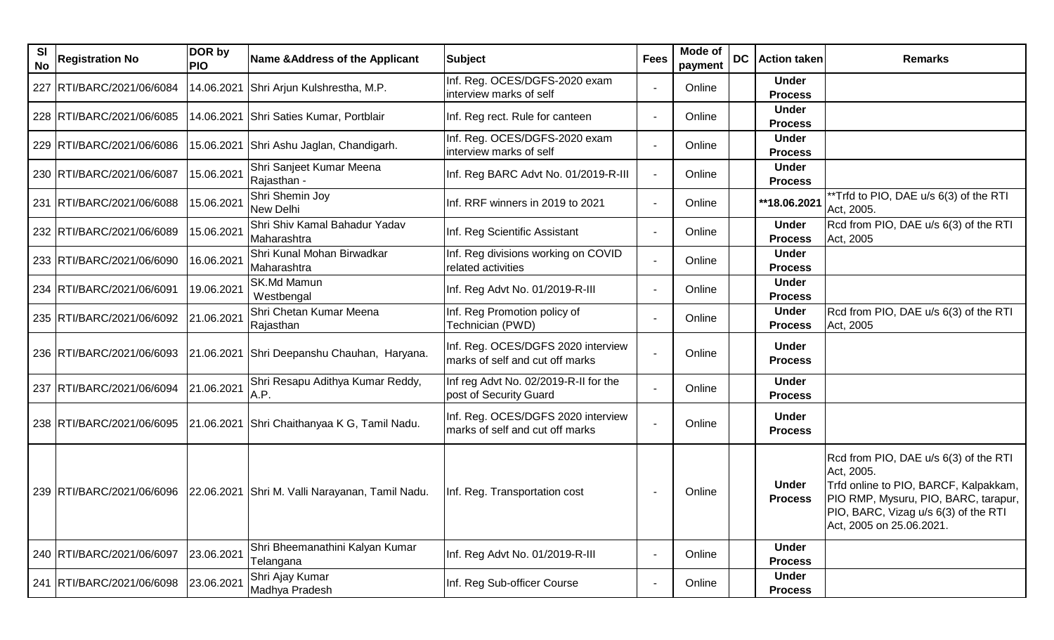| Sl No | Registration No | DOR by PIO | Name &Address of the Applicant | Subject | Fees | Mode of payment | DC | Action taken | Remarks |
|---|---|---|---|---|---|---|---|---|---|
| 227 | RTI/BARC/2021/06/6084 | 14.06.2021 | Shri Arjun Kulshrestha, M.P. | Inf. Reg. OCES/DGFS-2020 exam interview marks of self | - | Online | | **Under Process** | |
| 228 | RTI/BARC/2021/06/6085 | 14.06.2021 | Shri Saties Kumar, Portblair | Inf. Reg rect. Rule for canteen | - | Online | | **Under Process** | |
| 229 | RTI/BARC/2021/06/6086 | 15.06.2021 | Shri Ashu Jaglan, Chandigarh. | Inf. Reg. OCES/DGFS-2020 exam interview marks of self | - | Online | | **Under Process** | |
| 230 | RTI/BARC/2021/06/6087 | 15.06.2021 | Shri Sanjeet Kumar Meena Rajasthan - | Inf. Reg BARC Advt No. 01/2019-R-III | - | Online | | **Under Process** | |
| 231 | RTI/BARC/2021/06/6088 | 15.06.2021 | Shri Shemin Joy New Delhi | Inf. RRF winners in 2019 to 2021 | - | Online | | **\*\*18.06.2021** | \*\*Trfd to PIO, DAE u/s 6(3) of the RTI Act, 2005. |
| 232 | RTI/BARC/2021/06/6089 | 15.06.2021 | Shri Shiv Kamal Bahadur Yadav Maharashtra | Inf. Reg Scientific Assistant | - | Online | | **Under Process** | Rcd from PIO, DAE u/s 6(3) of the RTI Act, 2005 |
| 233 | RTI/BARC/2021/06/6090 | 16.06.2021 | Shri Kunal Mohan Birwadkar Maharashtra | Inf. Reg divisions working on COVID related activities | - | Online | | **Under Process** | |
| 234 | RTI/BARC/2021/06/6091 | 19.06.2021 | SK.Md Mamun Westbengal | Inf. Reg Advt No. 01/2019-R-III | - | Online | | **Under Process** | |
| 235 | RTI/BARC/2021/06/6092 | 21.06.2021 | Shri Chetan Kumar Meena Rajasthan | Inf. Reg Promotion policy of Technician (PWD) | - | Online | | **Under Process** | Rcd from PIO, DAE u/s 6(3) of the RTI Act, 2005 |
| 236 | RTI/BARC/2021/06/6093 | 21.06.2021 | Shri Deepanshu Chauhan, Haryana. | Inf. Reg. OCES/DGFS 2020 interview marks of self and cut off marks | - | Online | | **Under Process** | |
| 237 | RTI/BARC/2021/06/6094 | 21.06.2021 | Shri Resapu Adithya Kumar Reddy, A.P. | Inf reg Advt No. 02/2019-R-II for the post of Security Guard | - | Online | | **Under Process** | |
| 238 | RTI/BARC/2021/06/6095 | 21.06.2021 | Shri Chaithanyaa K G, Tamil Nadu. | Inf. Reg. OCES/DGFS 2020 interview marks of self and cut off marks | - | Online | | **Under Process** | |
| 239 | RTI/BARC/2021/06/6096 | 22.06.2021 | Shri M. Valli Narayanan, Tamil Nadu. | Inf. Reg. Transportation cost | - | Online | | **Under Process** | Rcd from PIO, DAE u/s 6(3) of the RTI Act, 2005. Trfd online to PIO, BARCF, Kalpakkam, PIO RMP, Mysuru, PIO, BARC, tarapur, PIO, BARC, Vizag u/s 6(3) of the RTI Act, 2005 on 25.06.2021. |
| 240 | RTI/BARC/2021/06/6097 | 23.06.2021 | Shri Bheemanathini Kalyan Kumar Telangana | Inf. Reg Advt No. 01/2019-R-III | - | Online | | **Under Process** | |
| 241 | RTI/BARC/2021/06/6098 | 23.06.2021 | Shri Ajay Kumar Madhya Pradesh | Inf. Reg Sub-officer Course | - | Online | | **Under Process** | |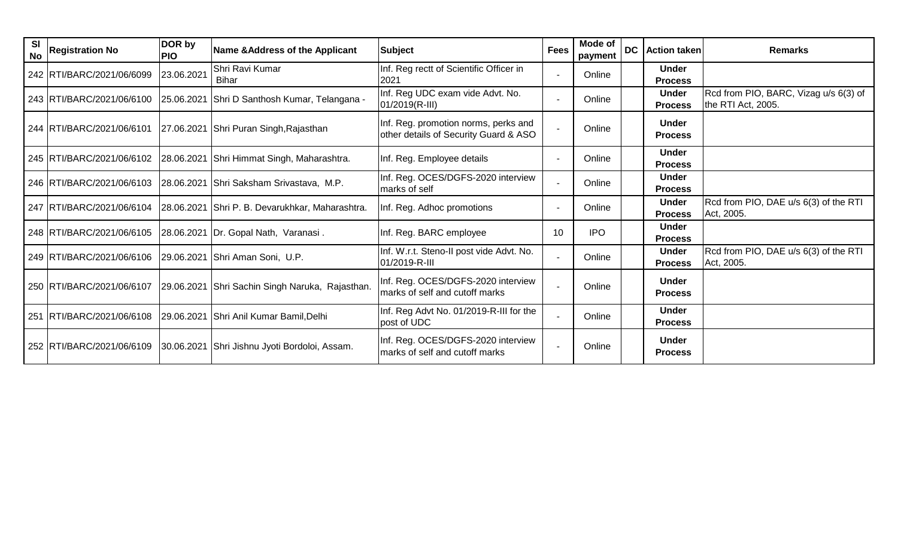| Sl No | Registration No | DOR by PIO | Name &Address of the Applicant | Subject | Fees | Mode of payment | DC | Action taken | Remarks |
|---|---|---|---|---|---|---|---|---|---|
| 242 | RTI/BARC/2021/06/6099 | 23.06.2021 | Shri Ravi Kumar Bihar | Inf. Reg rectt of Scientific Officer in 2021 | - | Online | | **Under Process** | |
| 243 | RTI/BARC/2021/06/6100 | 25.06.2021 | Shri D Santhosh Kumar, Telangana - | Inf. Reg UDC exam vide Advt. No. 01/2019(R-III) | - | Online | | **Under Process** | Rcd from PIO, BARC, Vizag u/s 6(3) of the RTI Act, 2005. |
| 244 | RTI/BARC/2021/06/6101 | 27.06.2021 | Shri Puran Singh,Rajasthan | Inf. Reg. promotion norms, perks and other details of Security Guard & ASO | - | Online | | **Under Process** | |
| 245 | RTI/BARC/2021/06/6102 | 28.06.2021 | Shri Himmat Singh, Maharashtra. | Inf. Reg. Employee details | - | Online | | **Under Process** | |
| 246 | RTI/BARC/2021/06/6103 | 28.06.2021 | Shri Saksham Srivastava, M.P. | Inf. Reg. OCES/DGFS-2020 interview marks of self | - | Online | | **Under Process** | |
| 247 | RTI/BARC/2021/06/6104 | 28.06.2021 | Shri P. B. Devarukhkar, Maharashtra. | Inf. Reg. Adhoc promotions | - | Online | | **Under Process** | Rcd from PIO, DAE u/s 6(3) of the RTI Act, 2005. |
| 248 | RTI/BARC/2021/06/6105 | 28.06.2021 | Dr. Gopal Nath, Varanasi . | Inf. Reg. BARC employee | 10 | IPO | | **Under Process** | |
| 249 | RTI/BARC/2021/06/6106 | 29.06.2021 | Shri Aman Soni, U.P. | Inf. W.r.t. Steno-II post vide Advt. No. 01/2019-R-III | - | Online | | **Under Process** | Rcd from PIO, DAE u/s 6(3) of the RTI Act, 2005. |
| 250 | RTI/BARC/2021/06/6107 | 29.06.2021 | Shri Sachin Singh Naruka, Rajasthan. | Inf. Reg. OCES/DGFS-2020 interview marks of self and cutoff marks | - | Online | | **Under Process** | |
| 251 | RTI/BARC/2021/06/6108 | 29.06.2021 | Shri Anil Kumar Bamil,Delhi | Inf. Reg Advt No. 01/2019-R-III for the post of UDC | - | Online | | **Under Process** | |
| 252 | RTI/BARC/2021/06/6109 | 30.06.2021 | Shri Jishnu Jyoti Bordoloi, Assam. | Inf. Reg. OCES/DGFS-2020 interview marks of self and cutoff marks | - | Online | | **Under Process** | |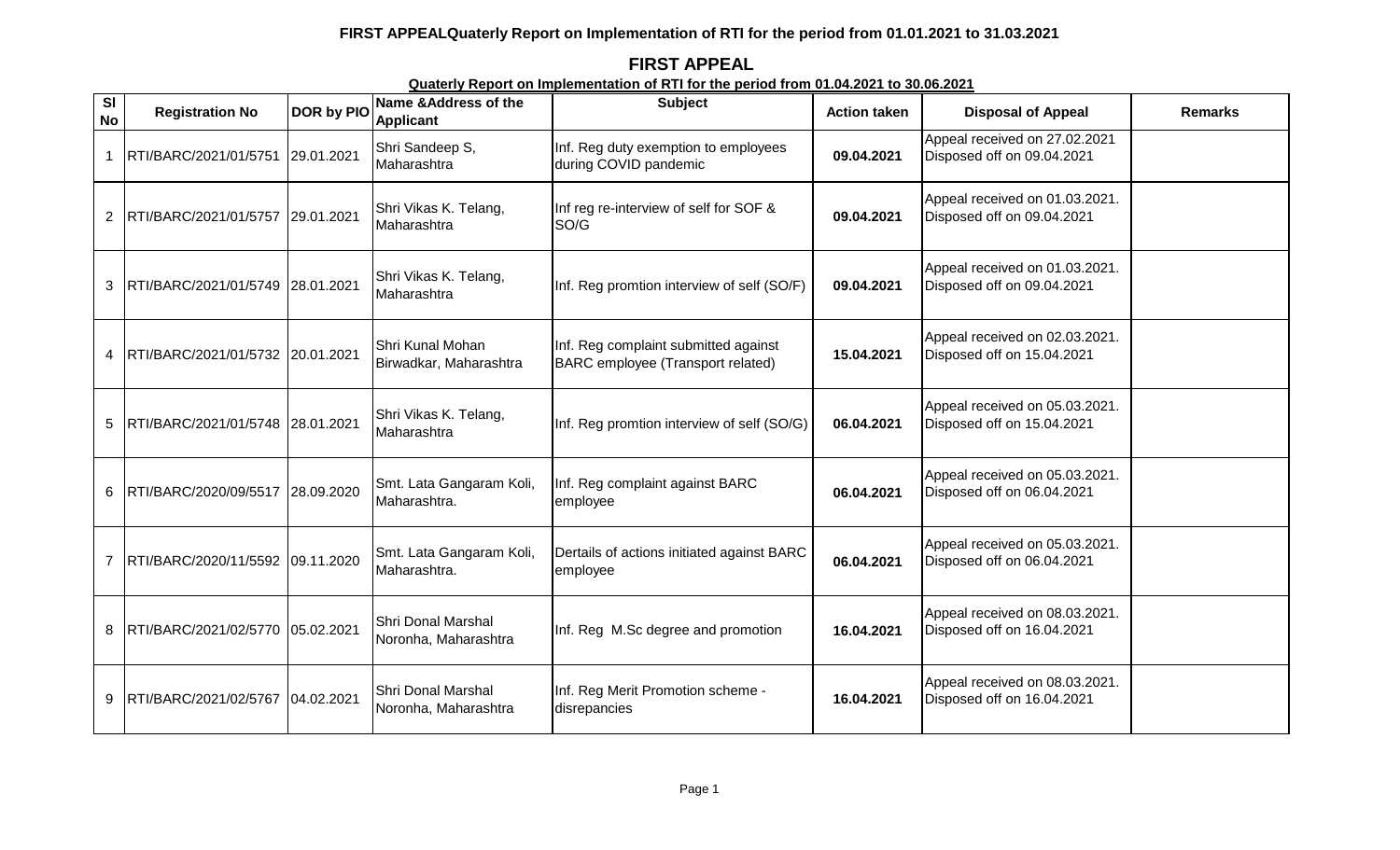**FIRST APPEALQuaterly Report on Implementation of RTI for the period from 01.01.2021 to 31.03.2021**

## FIRST APPEAL

**Quaterly Report on Implementation of RTI for the period from 01.04.2021 to 30.06.2021**

| Sl No | Registration No | DOR by PIO | Name &Address of the Applicant | Subject | Action taken | Disposal of Appeal | Remarks |
|---|---|---|---|---|---|---|---|
| 1 | RTI/BARC/2021/01/5751 | 29.01.2021 | Shri Sandeep S, Maharashtra | Inf. Reg duty exemption to employees during COVID pandemic | **09.04.2021** | Appeal received on 27.02.2021 Disposed off on 09.04.2021 | |
| 2 | RTI/BARC/2021/01/5757 | 29.01.2021 | Shri Vikas K. Telang, Maharashtra | Inf reg re-interview of self for SOF & SO/G | **09.04.2021** | Appeal received on 01.03.2021. Disposed off on 09.04.2021 | |
| 3 | RTI/BARC/2021/01/5749 | 28.01.2021 | Shri Vikas K. Telang, Maharashtra | Inf. Reg promtion interview of self (SO/F) | **09.04.2021** | Appeal received on 01.03.2021. Disposed off on 09.04.2021 | |
| 4 | RTI/BARC/2021/01/5732 | 20.01.2021 | Shri Kunal Mohan Birwadkar, Maharashtra | Inf. Reg complaint submitted against BARC employee (Transport related) | **15.04.2021** | Appeal received on 02.03.2021. Disposed off on 15.04.2021 | |
| 5 | RTI/BARC/2021/01/5748 | 28.01.2021 | Shri Vikas K. Telang, Maharashtra | Inf. Reg promtion interview of self (SO/G) | **06.04.2021** | Appeal received on 05.03.2021. Disposed off on 15.04.2021 | |
| 6 | RTI/BARC/2020/09/5517 | 28.09.2020 | Smt. Lata Gangaram Koli, Maharashtra. | Inf. Reg complaint against BARC employee | **06.04.2021** | Appeal received on 05.03.2021. Disposed off on 06.04.2021 | |
| 7 | RTI/BARC/2020/11/5592 | 09.11.2020 | Smt. Lata Gangaram Koli, Maharashtra. | Dertails of actions initiated against BARC employee | **06.04.2021** | Appeal received on 05.03.2021. Disposed off on 06.04.2021 | |
| 8 | RTI/BARC/2021/02/5770 | 05.02.2021 | Shri Donal Marshal Noronha, Maharashtra | Inf. Reg M.Sc degree and promotion | **16.04.2021** | Appeal received on 08.03.2021. Disposed off on 16.04.2021 | |
| 9 | RTI/BARC/2021/02/5767 | 04.02.2021 | Shri Donal Marshal Noronha, Maharashtra | Inf. Reg Merit Promotion scheme - disrepancies | **16.04.2021** | Appeal received on 08.03.2021. Disposed off on 16.04.2021 | |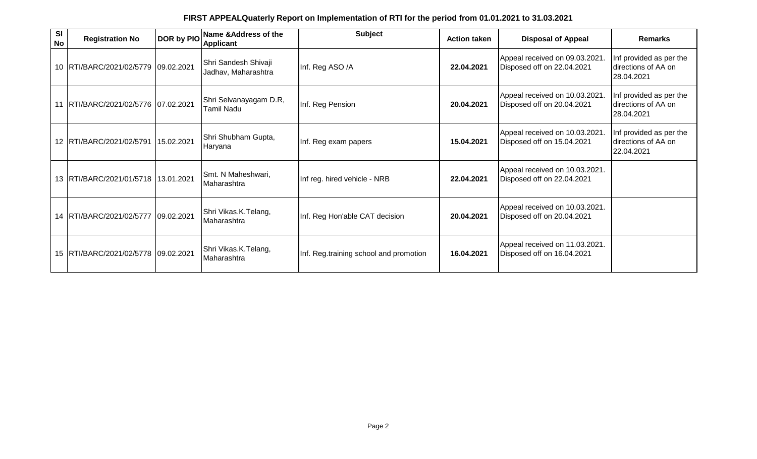**FIRST APPEALQuaterly Report on Implementation of RTI for the period from 01.01.2021 to 31.03.2021**

| Sl No | Registration No | DOR by PIO | Name &Address of the Applicant | Subject | Action taken | Disposal of Appeal | Remarks |
|---|---|---|---|---|---|---|---|
| 10 | RTI/BARC/2021/02/5779 | 09.02.2021 | Shri Sandesh Shivaji Jadhav, Maharashtra | Inf. Reg ASO /A | **22.04.2021** | Appeal received on 09.03.2021. Disposed off on 22.04.2021 | Inf provided as per the directions of AA on 28.04.2021 |
| 11 | RTI/BARC/2021/02/5776 | 07.02.2021 | Shri Selvanayagam D.R, Tamil Nadu | Inf. Reg Pension | **20.04.2021** | Appeal received on 10.03.2021. Disposed off on 20.04.2021 | Inf provided as per the directions of AA on 28.04.2021 |
| 12 | RTI/BARC/2021/02/5791 | 15.02.2021 | Shri Shubham Gupta, Haryana | Inf. Reg exam papers | **15.04.2021** | Appeal received on 10.03.2021. Disposed off on 15.04.2021 | Inf provided as per the directions of AA on 22.04.2021 |
| 13 | RTI/BARC/2021/01/5718 | 13.01.2021 | Smt. N Maheshwari, Maharashtra | Inf reg. hired vehicle - NRB | **22.04.2021** | Appeal received on 10.03.2021. Disposed off on 22.04.2021 | |
| 14 | RTI/BARC/2021/02/5777 | 09.02.2021 | Shri Vikas.K.Telang, Maharashtra | Inf. Reg Hon'able CAT decision | **20.04.2021** | Appeal received on 10.03.2021. Disposed off on 20.04.2021 | |
| 15 | RTI/BARC/2021/02/5778 | 09.02.2021 | Shri Vikas.K.Telang, Maharashtra | Inf. Reg.training school and promotion | **16.04.2021** | Appeal received on 11.03.2021. Disposed off on 16.04.2021 | |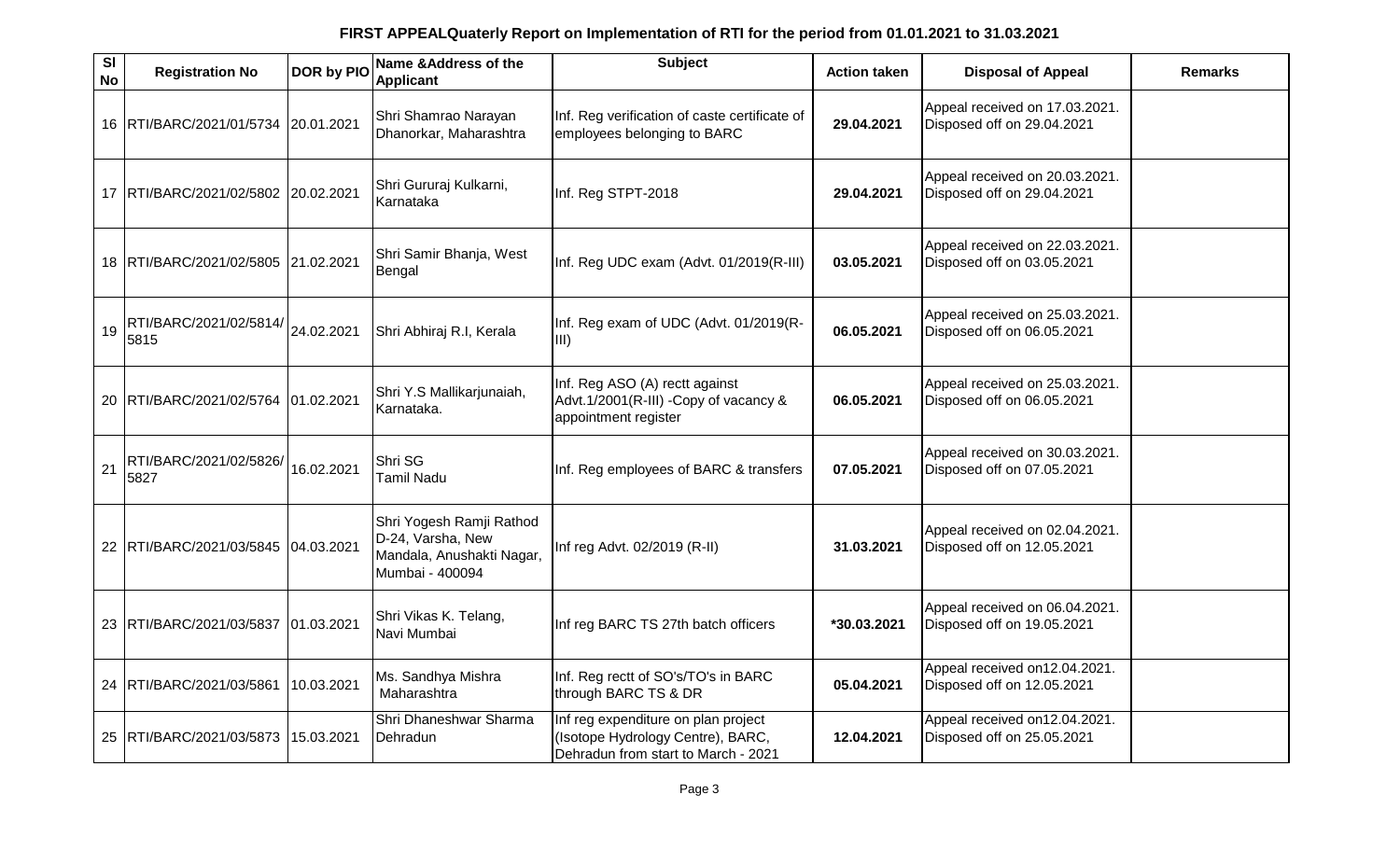# FIRST APPEALQuaterly Report on Implementation of RTI for the period from 01.01.2021 to 31.03.2021

| Sl No | Registration No | DOR by PIO | Name &Address of the Applicant | Subject | Action taken | Disposal of Appeal | Remarks |
|---|---|---|---|---|---|---|---|
| 16 | RTI/BARC/2021/01/5734 | 20.01.2021 | Shri Shamrao Narayan Dhanorkar, Maharashtra | Inf. Reg verification of caste certificate of employees belonging to BARC | **29.04.2021** | Appeal received on 17.03.2021. Disposed off on 29.04.2021 | |
| 17 | RTI/BARC/2021/02/5802 | 20.02.2021 | Shri Gururaj Kulkarni, Karnataka | Inf. Reg STPT-2018 | **29.04.2021** | Appeal received on 20.03.2021. Disposed off on 29.04.2021 | |
| 18 | RTI/BARC/2021/02/5805 | 21.02.2021 | Shri Samir Bhanja, West Bengal | Inf. Reg UDC exam (Advt. 01/2019(R-III) | **03.05.2021** | Appeal received on 22.03.2021. Disposed off on 03.05.2021 | |
| 19 | RTI/BARC/2021/02/5814/ 5815 | 24.02.2021 | Shri Abhiraj R.I, Kerala | Inf. Reg exam of UDC (Advt. 01/2019(R-III) | **06.05.2021** | Appeal received on 25.03.2021. Disposed off on 06.05.2021 | |
| 20 | RTI/BARC/2021/02/5764 | 01.02.2021 | Shri Y.S Mallikarjunaiah, Karnataka. | Inf. Reg ASO (A) rectt against Advt.1/2001(R-III) -Copy of vacancy & appointment register | **06.05.2021** | Appeal received on 25.03.2021. Disposed off on 06.05.2021 | |
| 21 | RTI/BARC/2021/02/5826/ 5827 | 16.02.2021 | Shri SG Tamil Nadu | Inf. Reg employees of BARC & transfers | **07.05.2021** | Appeal received on 30.03.2021. Disposed off on 07.05.2021 | |
| 22 | RTI/BARC/2021/03/5845 | 04.03.2021 | Shri Yogesh Ramji Rathod D-24, Varsha, New Mandala, Anushakti Nagar, Mumbai - 400094 | Inf reg Advt. 02/2019 (R-II) | **31.03.2021** | Appeal received on 02.04.2021. Disposed off on 12.05.2021 | |
| 23 | RTI/BARC/2021/03/5837 | 01.03.2021 | Shri Vikas K. Telang, Navi Mumbai | Inf reg BARC TS 27th batch officers | **\*30.03.2021** | Appeal received on 06.04.2021. Disposed off on 19.05.2021 | |
| 24 | RTI/BARC/2021/03/5861 | 10.03.2021 | Ms. Sandhya Mishra Maharashtra | Inf. Reg rectt of SO's/TO's in BARC through BARC TS & DR | **05.04.2021** | Appeal received on12.04.2021. Disposed off on 12.05.2021 | |
| 25 | RTI/BARC/2021/03/5873 | 15.03.2021 | Shri Dhaneshwar Sharma Dehradun | Inf reg expenditure on plan project (Isotope Hydrology Centre), BARC, Dehradun from start to March - 2021 | **12.04.2021** | Appeal received on12.04.2021. Disposed off on 25.05.2021 | |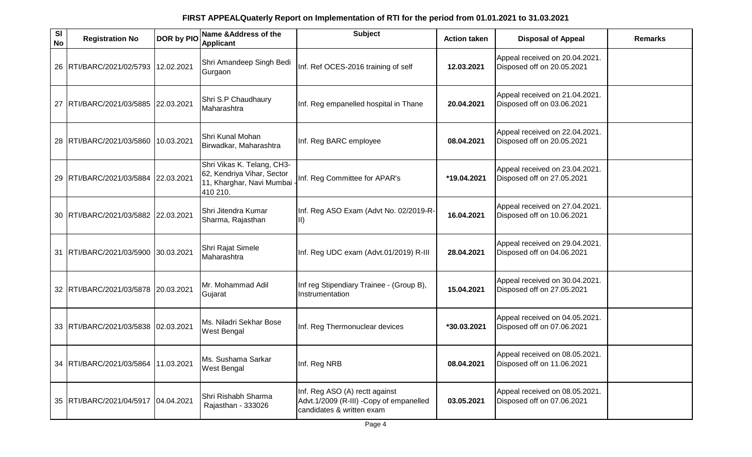# FIRST APPEALQuaterly Report on Implementation of RTI for the period from 01.01.2021 to 31.03.2021

| Sl No | Registration No | DOR by PIO | Name &Address of the Applicant | Subject | Action taken | Disposal of Appeal | Remarks |
|---|---|---|---|---|---|---|---|
| 26 | RTI/BARC/2021/02/5793 | 12.02.2021 | Shri Amandeep Singh Bedi Gurgaon | Inf. Ref OCES-2016 training of self | **12.03.2021** | Appeal received on 20.04.2021. Disposed off on 20.05.2021 | |
| 27 | RTI/BARC/2021/03/5885 | 22.03.2021 | Shri S.P Chaudhaury Maharashtra | Inf. Reg empanelled hospital in Thane | **20.04.2021** | Appeal received on 21.04.2021. Disposed off on 03.06.2021 | |
| 28 | RTI/BARC/2021/03/5860 | 10.03.2021 | Shri Kunal Mohan Birwadkar, Maharashtra | Inf. Reg BARC employee | **08.04.2021** | Appeal received on 22.04.2021. Disposed off on 20.05.2021 | |
| 29 | RTI/BARC/2021/03/5884 | 22.03.2021 | Shri Vikas K. Telang, CH3-62, Kendriya Vihar, Sector 11, Kharghar, Navi Mumbai - 410 210. | Inf. Reg Committee for APAR's | **\*19.04.2021** | Appeal received on 23.04.2021. Disposed off on 27.05.2021 | |
| 30 | RTI/BARC/2021/03/5882 | 22.03.2021 | Shri Jitendra Kumar Sharma, Rajasthan | Inf. Reg ASO Exam (Advt No. 02/2019-R-II) | **16.04.2021** | Appeal received on 27.04.2021. Disposed off on 10.06.2021 | |
| 31 | RTI/BARC/2021/03/5900 | 30.03.2021 | Shri Rajat Simele Maharashtra | Inf. Reg UDC exam (Advt.01/2019) R-III | **28.04.2021** | Appeal received on 29.04.2021. Disposed off on 04.06.2021 | |
| 32 | RTI/BARC/2021/03/5878 | 20.03.2021 | Mr. Mohammad Adil Gujarat | Inf reg Stipendiary Trainee - (Group B), Instrumentation | **15.04.2021** | Appeal received on 30.04.2021. Disposed off on 27.05.2021 | |
| 33 | RTI/BARC/2021/03/5838 | 02.03.2021 | Ms. Niladri Sekhar Bose West Bengal | Inf. Reg Thermonuclear devices | **\*30.03.2021** | Appeal received on 04.05.2021. Disposed off on 07.06.2021 | |
| 34 | RTI/BARC/2021/03/5864 | 11.03.2021 | Ms. Sushama Sarkar West Bengal | Inf. Reg NRB | **08.04.2021** | Appeal received on 08.05.2021. Disposed off on 11.06.2021 | |
| 35 | RTI/BARC/2021/04/5917 | 04.04.2021 | Shri Rishabh Sharma Rajasthan - 333026 | Inf. Reg ASO (A) rectt against Advt.1/2009 (R-III) -Copy of empanelled candidates & written exam | **03.05.2021** | Appeal received on 08.05.2021. Disposed off on 07.06.2021 | |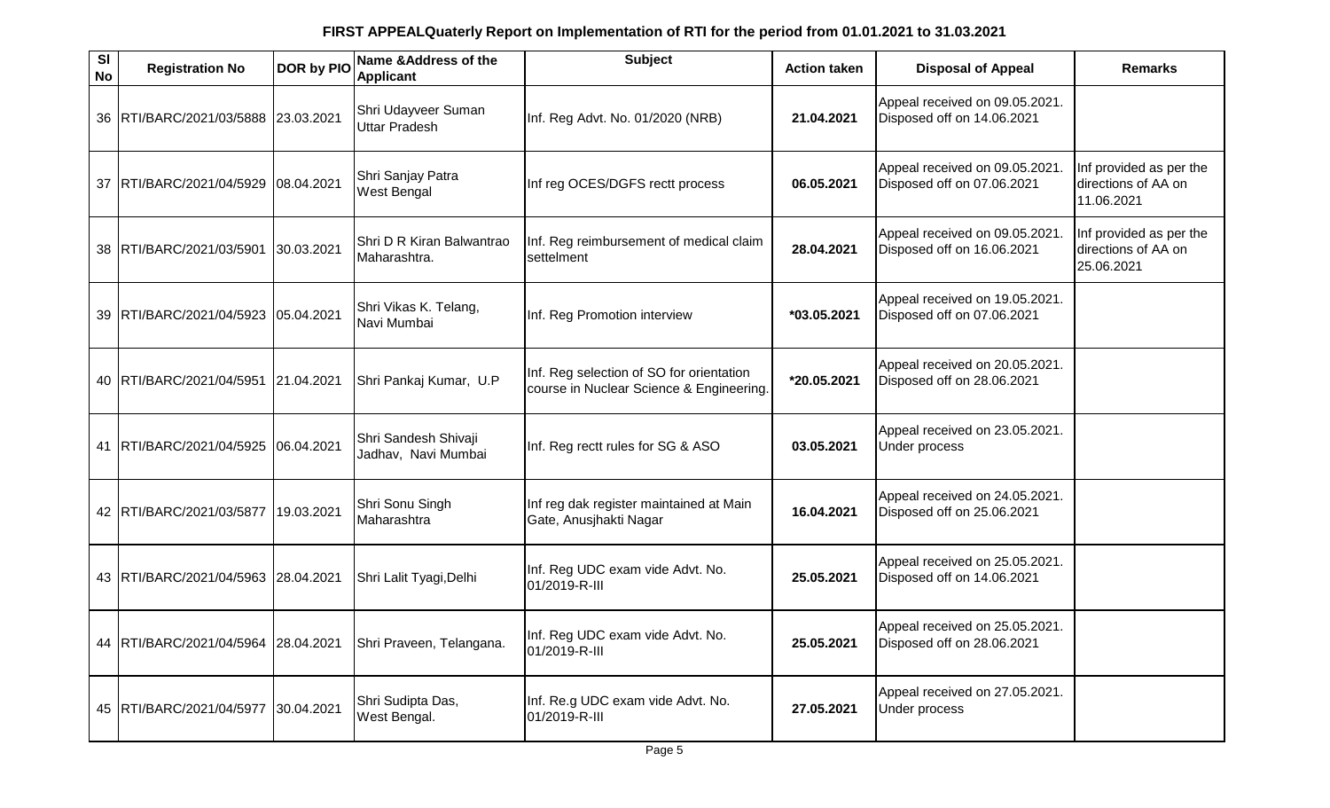# FIRST APPEALQuaterly Report on Implementation of RTI for the period from 01.01.2021 to 31.03.2021

| Sl No | Registration No | DOR by PIO | Name &Address of the Applicant | Subject | Action taken | Disposal of Appeal | Remarks |
|---|---|---|---|---|---|---|---|
| 36 | RTI/BARC/2021/03/5888 | 23.03.2021 | Shri Udayveer Suman Uttar Pradesh | Inf. Reg Advt. No. 01/2020 (NRB) | **21.04.2021** | Appeal received on 09.05.2021. Disposed off on 14.06.2021 | |
| 37 | RTI/BARC/2021/04/5929 | 08.04.2021 | Shri Sanjay Patra West Bengal | Inf reg OCES/DGFS rectt process | **06.05.2021** | Appeal received on 09.05.2021. Disposed off on 07.06.2021 | Inf provided as per the directions of AA on 11.06.2021 |
| 38 | RTI/BARC/2021/03/5901 | 30.03.2021 | Shri D R Kiran Balwantrao Maharashtra. | Inf. Reg reimbursement of medical claim settelment | **28.04.2021** | Appeal received on 09.05.2021. Disposed off on 16.06.2021 | Inf provided as per the directions of AA on 25.06.2021 |
| 39 | RTI/BARC/2021/04/5923 | 05.04.2021 | Shri Vikas K. Telang, Navi Mumbai | Inf. Reg Promotion interview | **\*03.05.2021** | Appeal received on 19.05.2021. Disposed off on 07.06.2021 | |
| 40 | RTI/BARC/2021/04/5951 | 21.04.2021 | Shri Pankaj Kumar, U.P | Inf. Reg selection of SO for orientation course in Nuclear Science & Engineering. | **\*20.05.2021** | Appeal received on 20.05.2021. Disposed off on 28.06.2021 | |
| 41 | RTI/BARC/2021/04/5925 | 06.04.2021 | Shri Sandesh Shivaji Jadhav, Navi Mumbai | Inf. Reg rectt rules for SG & ASO | **03.05.2021** | Appeal received on 23.05.2021. Under process | |
| 42 | RTI/BARC/2021/03/5877 | 19.03.2021 | Shri Sonu Singh Maharashtra | Inf reg dak register maintained at Main Gate, Anusjhakti Nagar | **16.04.2021** | Appeal received on 24.05.2021. Disposed off on 25.06.2021 | |
| 43 | RTI/BARC/2021/04/5963 | 28.04.2021 | Shri Lalit Tyagi,Delhi | Inf. Reg UDC exam vide Advt. No. 01/2019-R-III | **25.05.2021** | Appeal received on 25.05.2021. Disposed off on 14.06.2021 | |
| 44 | RTI/BARC/2021/04/5964 | 28.04.2021 | Shri Praveen, Telangana. | Inf. Reg UDC exam vide Advt. No. 01/2019-R-III | **25.05.2021** | Appeal received on 25.05.2021. Disposed off on 28.06.2021 | |
| 45 | RTI/BARC/2021/04/5977 | 30.04.2021 | Shri Sudipta Das, West Bengal. | Inf. Re.g UDC exam vide Advt. No. 01/2019-R-III | **27.05.2021** | Appeal received on 27.05.2021. Under process | |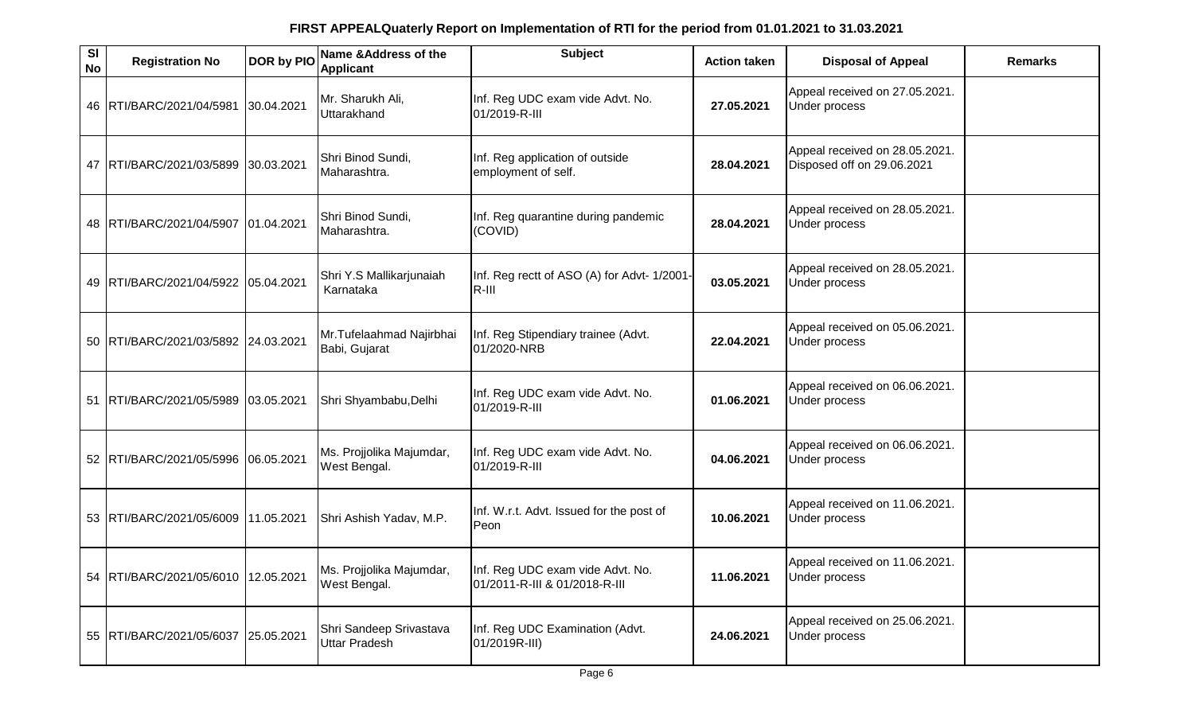**FIRST APPEALQuaterly Report on Implementation of RTI for the period from 01.01.2021 to 31.03.2021**

| Sl No | Registration No | DOR by PIO | Name &Address of the Applicant | Subject | Action taken | Disposal of Appeal | Remarks |
|---|---|---|---|---|---|---|---|
| 46 | RTI/BARC/2021/04/5981 | 30.04.2021 | Mr. Sharukh Ali, Uttarakhand | Inf. Reg UDC exam vide Advt. No. 01/2019-R-III | **27.05.2021** | Appeal received on 27.05.2021. Under process | |
| 47 | RTI/BARC/2021/03/5899 | 30.03.2021 | Shri Binod Sundi, Maharashtra. | Inf. Reg application of outside employment of self. | **28.04.2021** | Appeal received on 28.05.2021. Disposed off on 29.06.2021 | |
| 48 | RTI/BARC/2021/04/5907 | 01.04.2021 | Shri Binod Sundi, Maharashtra. | Inf. Reg quarantine during pandemic (COVID) | **28.04.2021** | Appeal received on 28.05.2021. Under process | |
| 49 | RTI/BARC/2021/04/5922 | 05.04.2021 | Shri Y.S Mallikarjunaiah Karnataka | Inf. Reg rectt of ASO (A) for Advt- 1/2001-R-III | **03.05.2021** | Appeal received on 28.05.2021. Under process | |
| 50 | RTI/BARC/2021/03/5892 | 24.03.2021 | Mr.Tufelaahmad Najirbhai Babi, Gujarat | Inf. Reg Stipendiary trainee (Advt. 01/2020-NRB | **22.04.2021** | Appeal received on 05.06.2021. Under process | |
| 51 | RTI/BARC/2021/05/5989 | 03.05.2021 | Shri Shyambabu,Delhi | Inf. Reg UDC exam vide Advt. No. 01/2019-R-III | **01.06.2021** | Appeal received on 06.06.2021. Under process | |
| 52 | RTI/BARC/2021/05/5996 | 06.05.2021 | Ms. Projjolika Majumdar, West Bengal. | Inf. Reg UDC exam vide Advt. No. 01/2019-R-III | **04.06.2021** | Appeal received on 06.06.2021. Under process | |
| 53 | RTI/BARC/2021/05/6009 | 11.05.2021 | Shri Ashish Yadav, M.P. | Inf. W.r.t. Advt. Issued for the post of Peon | **10.06.2021** | Appeal received on 11.06.2021. Under process | |
| 54 | RTI/BARC/2021/05/6010 | 12.05.2021 | Ms. Projjolika Majumdar, West Bengal. | Inf. Reg UDC exam vide Advt. No. 01/2011-R-III & 01/2018-R-III | **11.06.2021** | Appeal received on 11.06.2021. Under process | |
| 55 | RTI/BARC/2021/05/6037 | 25.05.2021 | Shri Sandeep Srivastava Uttar Pradesh | Inf. Reg UDC Examination (Advt. 01/2019R-III) | **24.06.2021** | Appeal received on 25.06.2021. Under process | |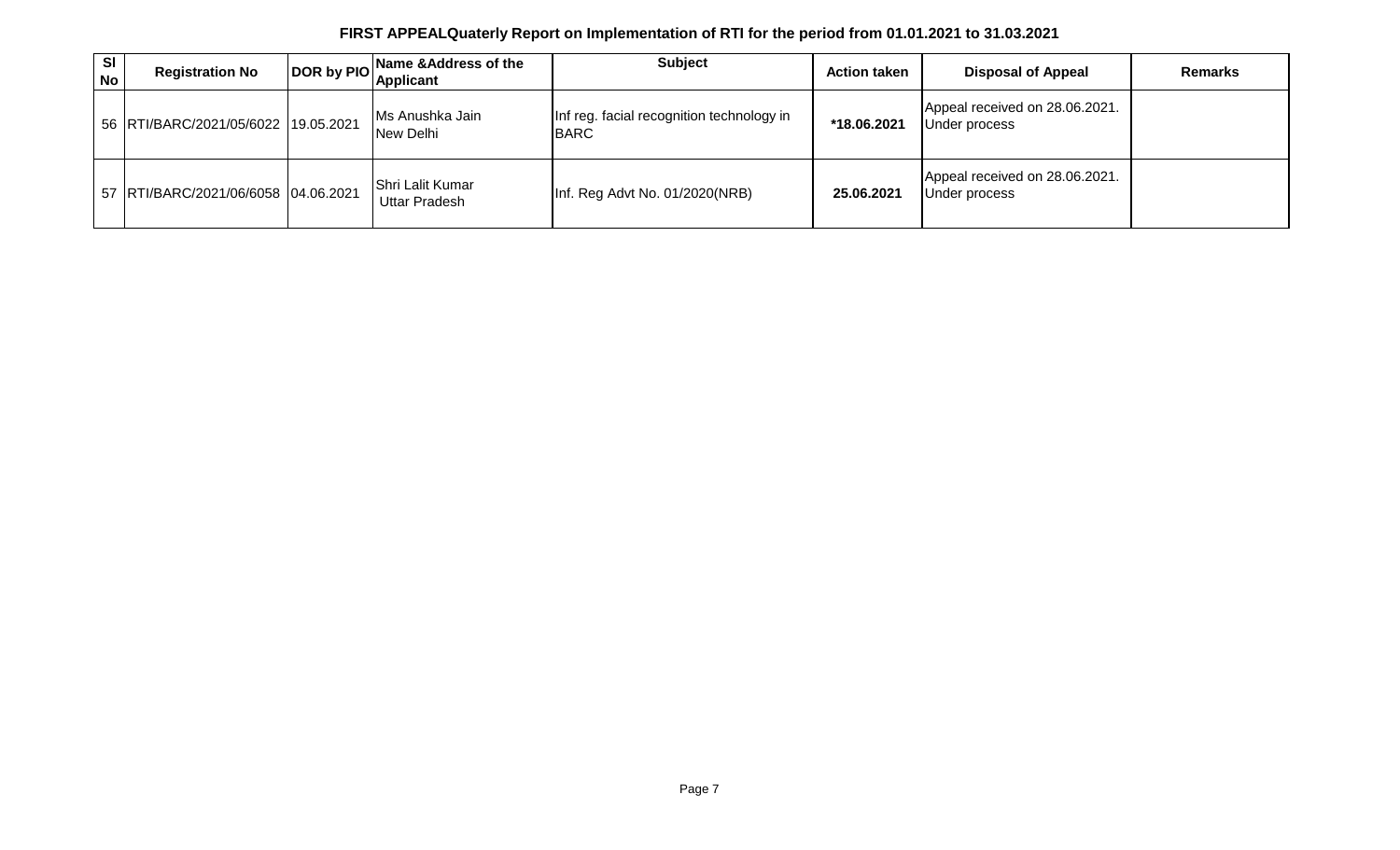**FIRST APPEALQuaterly Report on Implementation of RTI for the period from 01.01.2021 to 31.03.2021**

| Sl No | Registration No | DOR by PIO | Name &Address of the Applicant | Subject | Action taken | Disposal of Appeal | Remarks |
|---|---|---|---|---|---|---|---|
| 56 | RTI/BARC/2021/05/6022 | 19.05.2021 | Ms Anushka Jain New Delhi | Inf reg. facial recognition technology in BARC | *18.06.2021 | Appeal received on 28.06.2021. Under process | |
| 57 | RTI/BARC/2021/06/6058 | 04.06.2021 | Shri Lalit Kumar Uttar Pradesh | Inf. Reg Advt No. 01/2020(NRB) | 25.06.2021 | Appeal received on 28.06.2021. Under process | |